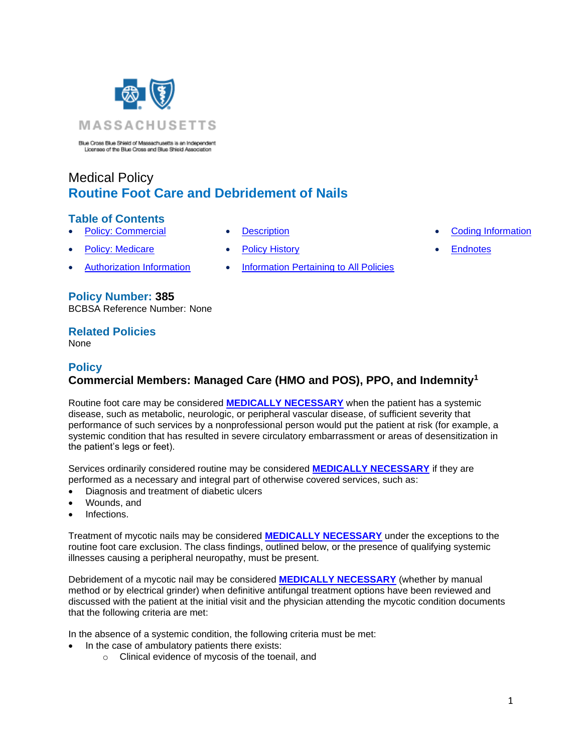MASSACHUSETTS

Blue Cross Blue Shield of Massachusetts is an Independent Licensee of the Blue Cross and Blue Shield Association

Medical Policy

# Routine Foot Care and Debridement of Nails

## Table of Contents

- Policy: Commercial
- Policy: Medicare
- Authorization Information
- Description
- Policy History
- Information Pertaining to All Policies
- Coding Information
- Endnotes

## Policy Number: 385

BCBSA Reference Number: None

## Related Policies

None

## Policy

### Commercial Members: Managed Care (HMO and POS), PPO, and Indemnity[1]

Routine foot care may be considered **MEDICALLY NECESSARY** when the patient has a systemic disease, such as metabolic, neurologic, or peripheral vascular disease, of sufficient severity that performance of such services by a nonprofessional person would put the patient at risk (for example, a systemic condition that has resulted in severe circulatory embarrassment or areas of desensitization in the patient's legs or feet).

Services ordinarily considered routine may be considered **MEDICALLY NECESSARY** if they are performed as a necessary and integral part of otherwise covered services, such as:

- Diagnosis and treatment of diabetic ulcers
- Wounds, and
- Infections.

Treatment of mycotic nails may be considered **MEDICALLY NECESSARY** under the exceptions to the routine foot care exclusion. The class findings, outlined below, or the presence of qualifying systemic illnesses causing a peripheral neuropathy, must be present.

Debridement of a mycotic nail may be considered **MEDICALLY NECESSARY** (whether by manual method or by electrical grinder) when definitive antifungal treatment options have been reviewed and discussed with the patient at the initial visit and the physician attending the mycotic condition documents that the following criteria are met:

In the absence of a systemic condition, the following criteria must be met:

- In the case of ambulatory patients there exists:
  - Clinical evidence of mycosis of the toenail, and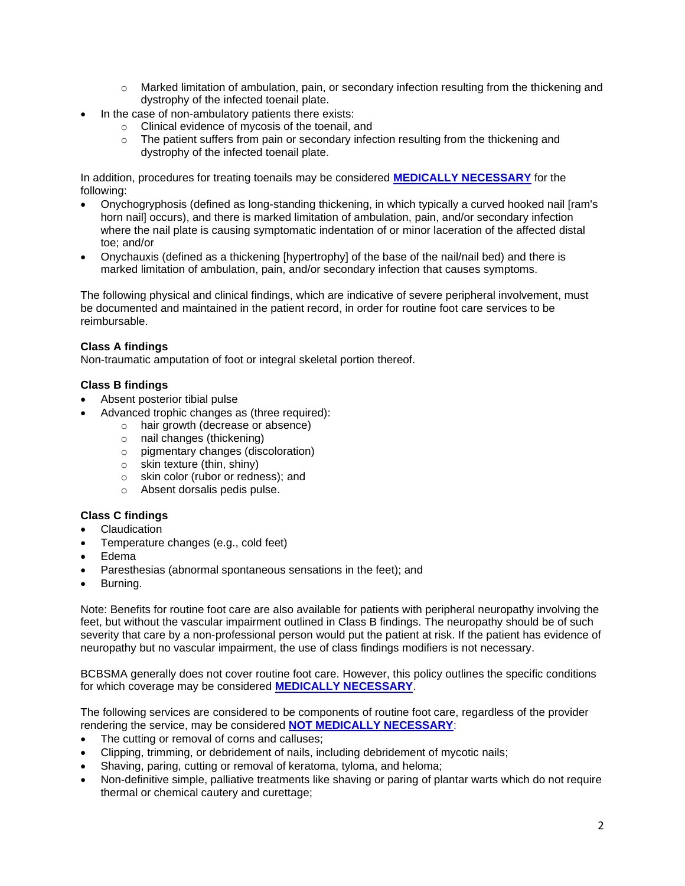- Marked limitation of ambulation, pain, or secondary infection resulting from the thickening and dystrophy of the infected toenail plate.
- In the case of non-ambulatory patients there exists:
    - Clinical evidence of mycosis of the toenail, and
    - The patient suffers from pain or secondary infection resulting from the thickening and dystrophy of the infected toenail plate.

In addition, procedures for treating toenails may be considered **MEDICALLY NECESSARY** for the following:

- Onychogryphosis (defined as long-standing thickening, in which typically a curved hooked nail [ram's horn nail] occurs), and there is marked limitation of ambulation, pain, and/or secondary infection where the nail plate is causing symptomatic indentation of or minor laceration of the affected distal toe; and/or
- Onychauxis (defined as a thickening [hypertrophy] of the base of the nail/nail bed) and there is marked limitation of ambulation, pain, and/or secondary infection that causes symptoms.

The following physical and clinical findings, which are indicative of severe peripheral involvement, must be documented and maintained in the patient record, in order for routine foot care services to be reimbursable.

**Class A findings**

Non-traumatic amputation of foot or integral skeletal portion thereof.

**Class B findings**

- Absent posterior tibial pulse
- Advanced trophic changes as (three required):
    - hair growth (decrease or absence)
    - nail changes (thickening)
    - pigmentary changes (discoloration)
    - skin texture (thin, shiny)
    - skin color (rubor or redness); and
    - Absent dorsalis pedis pulse.

**Class C findings**

- Claudication
- Temperature changes (e.g., cold feet)
- Edema
- Paresthesias (abnormal spontaneous sensations in the feet); and
- Burning.

Note: Benefits for routine foot care are also available for patients with peripheral neuropathy involving the feet, but without the vascular impairment outlined in Class B findings. The neuropathy should be of such severity that care by a non-professional person would put the patient at risk. If the patient has evidence of neuropathy but no vascular impairment, the use of class findings modifiers is not necessary.

BCBSMA generally does not cover routine foot care. However, this policy outlines the specific conditions for which coverage may be considered **MEDICALLY NECESSARY**.

The following services are considered to be components of routine foot care, regardless of the provider rendering the service, may be considered **NOT MEDICALLY NECESSARY**:

- The cutting or removal of corns and calluses;
- Clipping, trimming, or debridement of nails, including debridement of mycotic nails;
- Shaving, paring, cutting or removal of keratoma, tyloma, and heloma;
- Non-definitive simple, palliative treatments like shaving or paring of plantar warts which do not require thermal or chemical cautery and curettage;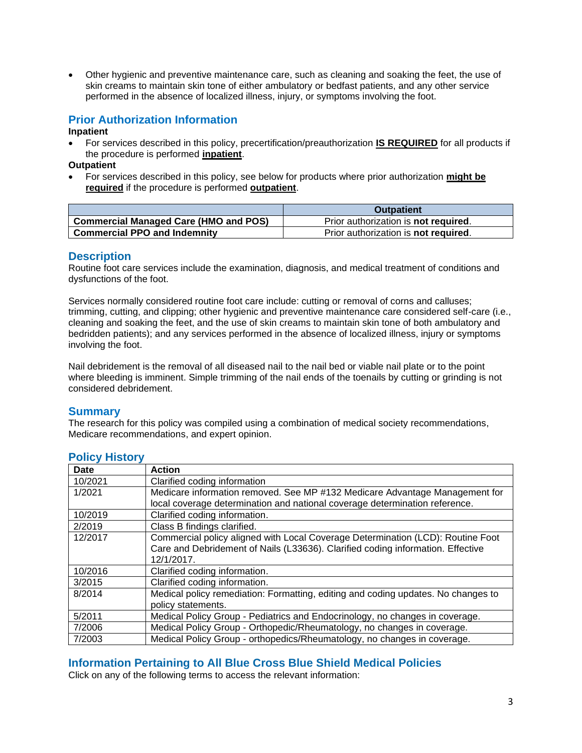- Other hygienic and preventive maintenance care, such as cleaning and soaking the feet, the use of skin creams to maintain skin tone of either ambulatory or bedfast patients, and any other service performed in the absence of localized illness, injury, or symptoms involving the foot.

## Prior Authorization Information

**Inpatient**

- For services described in this policy, precertification/preauthorization **IS REQUIRED** for all products if the procedure is performed **inpatient**.

**Outpatient**

- For services described in this policy, see below for products where prior authorization **might be required** if the procedure is performed **outpatient**.

| | Outpatient |
|---|---|
| **Commercial Managed Care (HMO and POS)** | Prior authorization is **not required**. |
| **Commercial PPO and Indemnity** | Prior authorization is **not required**. |

## Description

Routine foot care services include the examination, diagnosis, and medical treatment of conditions and dysfunctions of the foot.

Services normally considered routine foot care include: cutting or removal of corns and calluses; trimming, cutting, and clipping; other hygienic and preventive maintenance care considered self-care (i.e., cleaning and soaking the feet, and the use of skin creams to maintain skin tone of both ambulatory and bedridden patients); and any services performed in the absence of localized illness, injury or symptoms involving the foot.

Nail debridement is the removal of all diseased nail to the nail bed or viable nail plate or to the point where bleeding is imminent. Simple trimming of the nail ends of the toenails by cutting or grinding is not considered debridement.

## Summary

The research for this policy was compiled using a combination of medical society recommendations, Medicare recommendations, and expert opinion.

## Policy History

| Date | Action |
|---|---|
| 10/2021 | Clarified coding information |
| 1/2021 | Medicare information removed. See MP #132 Medicare Advantage Management for local coverage determination and national coverage determination reference. |
| 10/2019 | Clarified coding information. |
| 2/2019 | Class B findings clarified. |
| 12/2017 | Commercial policy aligned with Local Coverage Determination (LCD): Routine Foot Care and Debridement of Nails (L33636). Clarified coding information. Effective 12/1/2017. |
| 10/2016 | Clarified coding information. |
| 3/2015 | Clarified coding information. |
| 8/2014 | Medical policy remediation: Formatting, editing and coding updates. No changes to policy statements. |
| 5/2011 | Medical Policy Group - Pediatrics and Endocrinology, no changes in coverage. |
| 7/2006 | Medical Policy Group - Orthopedic/Rheumatology, no changes in coverage. |
| 7/2003 | Medical Policy Group - orthopedics/Rheumatology, no changes in coverage. |

## Information Pertaining to All Blue Cross Blue Shield Medical Policies

Click on any of the following terms to access the relevant information: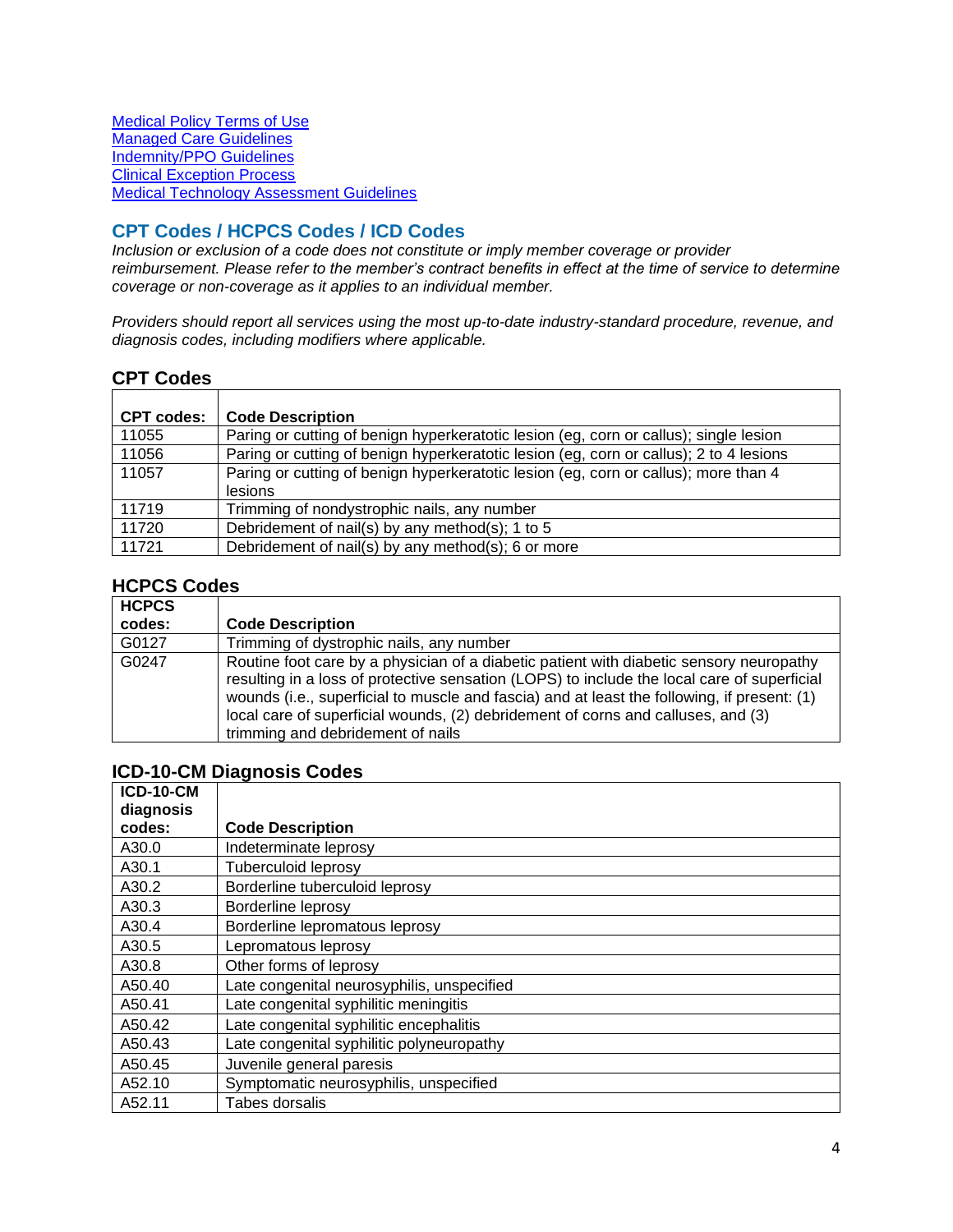[Medical Policy Terms of Use](#)
[Managed Care Guidelines](#)
[Indemnity/PPO Guidelines](#)
[Clinical Exception Process](#)
[Medical Technology Assessment Guidelines](#)

## CPT Codes / HCPCS Codes / ICD Codes

*Inclusion or exclusion of a code does not constitute or imply member coverage or provider reimbursement. Please refer to the member's contract benefits in effect at the time of service to determine coverage or non-coverage as it applies to an individual member.*

*Providers should report all services using the most up-to-date industry-standard procedure, revenue, and diagnosis codes, including modifiers where applicable.*

### CPT Codes

| CPT codes: | Code Description |
|---|---|
| 11055 | Paring or cutting of benign hyperkeratotic lesion (eg, corn or callus); single lesion |
| 11056 | Paring or cutting of benign hyperkeratotic lesion (eg, corn or callus); 2 to 4 lesions |
| 11057 | Paring or cutting of benign hyperkeratotic lesion (eg, corn or callus); more than 4 lesions |
| 11719 | Trimming of nondystrophic nails, any number |
| 11720 | Debridement of nail(s) by any method(s); 1 to 5 |
| 11721 | Debridement of nail(s) by any method(s); 6 or more |

### HCPCS Codes

| HCPCS codes: | Code Description |
|---|---|
| G0127 | Trimming of dystrophic nails, any number |
| G0247 | Routine foot care by a physician of a diabetic patient with diabetic sensory neuropathy resulting in a loss of protective sensation (LOPS) to include the local care of superficial wounds (i.e., superficial to muscle and fascia) and at least the following, if present: (1) local care of superficial wounds, (2) debridement of corns and calluses, and (3) trimming and debridement of nails |

### ICD-10-CM Diagnosis Codes

| ICD-10-CM diagnosis codes: | Code Description |
|---|---|
| A30.0 | Indeterminate leprosy |
| A30.1 | Tuberculoid leprosy |
| A30.2 | Borderline tuberculoid leprosy |
| A30.3 | Borderline leprosy |
| A30.4 | Borderline lepromatous leprosy |
| A30.5 | Lepromatous leprosy |
| A30.8 | Other forms of leprosy |
| A50.40 | Late congenital neurosyphilis, unspecified |
| A50.41 | Late congenital syphilitic meningitis |
| A50.42 | Late congenital syphilitic encephalitis |
| A50.43 | Late congenital syphilitic polyneuropathy |
| A50.45 | Juvenile general paresis |
| A52.10 | Symptomatic neurosyphilis, unspecified |
| A52.11 | Tabes dorsalis |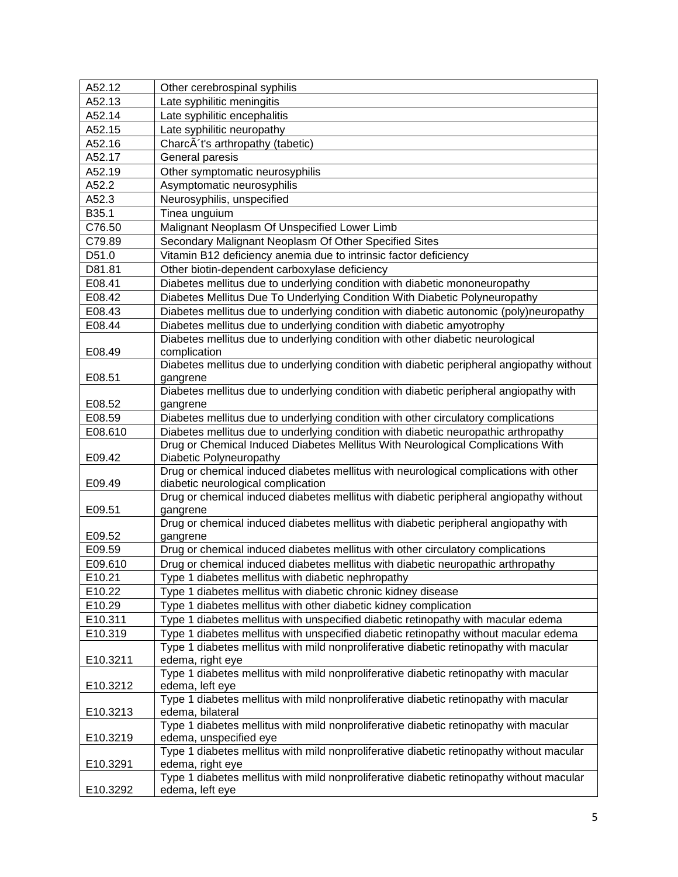| | |
|---|---|
| A52.12 | Other cerebrospinal syphilis |
| A52.13 | Late syphilitic meningitis |
| A52.14 | Late syphilitic encephalitis |
| A52.15 | Late syphilitic neuropathy |
| A52.16 | CharcÃ´t's arthropathy (tabetic) |
| A52.17 | General paresis |
| A52.19 | Other symptomatic neurosyphilis |
| A52.2 | Asymptomatic neurosyphilis |
| A52.3 | Neurosyphilis, unspecified |
| B35.1 | Tinea unguium |
| C76.50 | Malignant Neoplasm Of Unspecified Lower Limb |
| C79.89 | Secondary Malignant Neoplasm Of Other Specified Sites |
| D51.0 | Vitamin B12 deficiency anemia due to intrinsic factor deficiency |
| D81.81 | Other biotin-dependent carboxylase deficiency |
| E08.41 | Diabetes mellitus due to underlying condition with diabetic mononeuropathy |
| E08.42 | Diabetes Mellitus Due To Underlying Condition With Diabetic Polyneuropathy |
| E08.43 | Diabetes mellitus due to underlying condition with diabetic autonomic (poly)neuropathy |
| E08.44 | Diabetes mellitus due to underlying condition with diabetic amyotrophy |
| E08.49 | Diabetes mellitus due to underlying condition with other diabetic neurological complication |
| E08.51 | Diabetes mellitus due to underlying condition with diabetic peripheral angiopathy without gangrene |
| E08.52 | Diabetes mellitus due to underlying condition with diabetic peripheral angiopathy with gangrene |
| E08.59 | Diabetes mellitus due to underlying condition with other circulatory complications |
| E08.610 | Diabetes mellitus due to underlying condition with diabetic neuropathic arthropathy |
| E09.42 | Drug or Chemical Induced Diabetes Mellitus With Neurological Complications With Diabetic Polyneuropathy |
| E09.49 | Drug or chemical induced diabetes mellitus with neurological complications with other diabetic neurological complication |
| E09.51 | Drug or chemical induced diabetes mellitus with diabetic peripheral angiopathy without gangrene |
| E09.52 | Drug or chemical induced diabetes mellitus with diabetic peripheral angiopathy with gangrene |
| E09.59 | Drug or chemical induced diabetes mellitus with other circulatory complications |
| E09.610 | Drug or chemical induced diabetes mellitus with diabetic neuropathic arthropathy |
| E10.21 | Type 1 diabetes mellitus with diabetic nephropathy |
| E10.22 | Type 1 diabetes mellitus with diabetic chronic kidney disease |
| E10.29 | Type 1 diabetes mellitus with other diabetic kidney complication |
| E10.311 | Type 1 diabetes mellitus with unspecified diabetic retinopathy with macular edema |
| E10.319 | Type 1 diabetes mellitus with unspecified diabetic retinopathy without macular edema |
| E10.3211 | Type 1 diabetes mellitus with mild nonproliferative diabetic retinopathy with macular edema, right eye |
| E10.3212 | Type 1 diabetes mellitus with mild nonproliferative diabetic retinopathy with macular edema, left eye |
| E10.3213 | Type 1 diabetes mellitus with mild nonproliferative diabetic retinopathy with macular edema, bilateral |
| E10.3219 | Type 1 diabetes mellitus with mild nonproliferative diabetic retinopathy with macular edema, unspecified eye |
| E10.3291 | Type 1 diabetes mellitus with mild nonproliferative diabetic retinopathy without macular edema, right eye |
| E10.3292 | Type 1 diabetes mellitus with mild nonproliferative diabetic retinopathy without macular edema, left eye |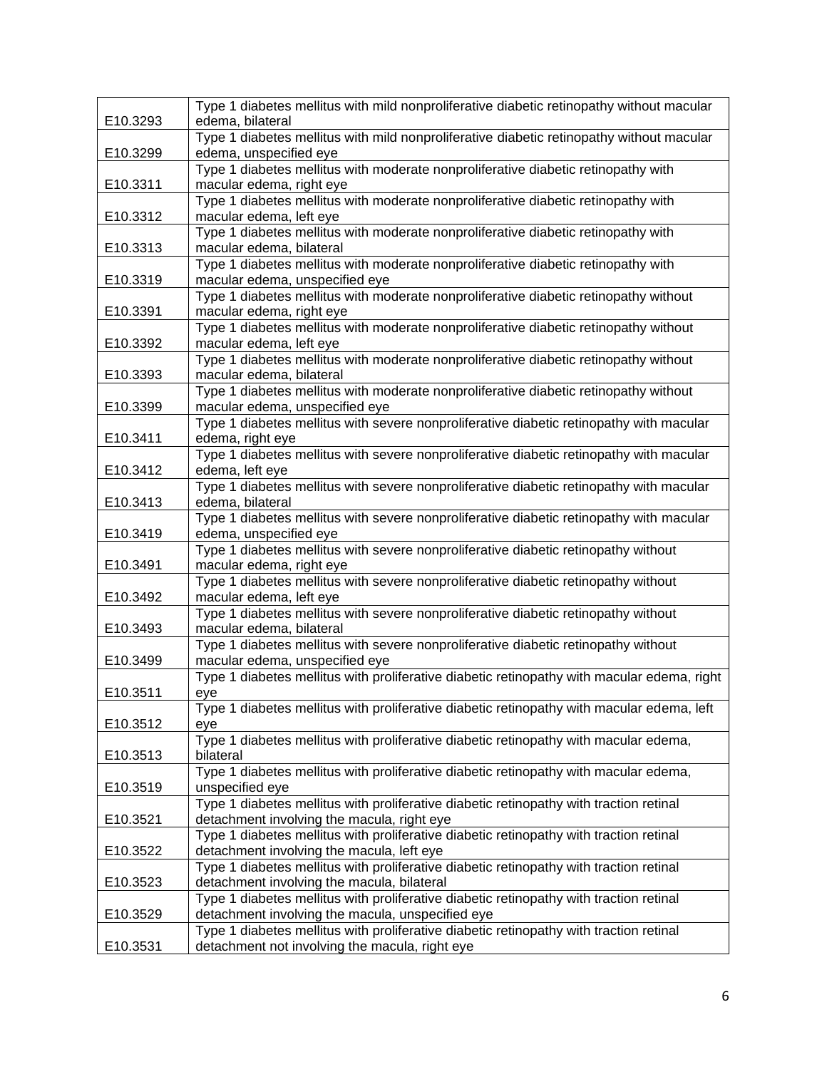| | |
|---|---|
| E10.3293 | Type 1 diabetes mellitus with mild nonproliferative diabetic retinopathy without macular edema, bilateral |
| E10.3299 | Type 1 diabetes mellitus with mild nonproliferative diabetic retinopathy without macular edema, unspecified eye |
| E10.3311 | Type 1 diabetes mellitus with moderate nonproliferative diabetic retinopathy with macular edema, right eye |
| E10.3312 | Type 1 diabetes mellitus with moderate nonproliferative diabetic retinopathy with macular edema, left eye |
| E10.3313 | Type 1 diabetes mellitus with moderate nonproliferative diabetic retinopathy with macular edema, bilateral |
| E10.3319 | Type 1 diabetes mellitus with moderate nonproliferative diabetic retinopathy with macular edema, unspecified eye |
| E10.3391 | Type 1 diabetes mellitus with moderate nonproliferative diabetic retinopathy without macular edema, right eye |
| E10.3392 | Type 1 diabetes mellitus with moderate nonproliferative diabetic retinopathy without macular edema, left eye |
| E10.3393 | Type 1 diabetes mellitus with moderate nonproliferative diabetic retinopathy without macular edema, bilateral |
| E10.3399 | Type 1 diabetes mellitus with moderate nonproliferative diabetic retinopathy without macular edema, unspecified eye |
| E10.3411 | Type 1 diabetes mellitus with severe nonproliferative diabetic retinopathy with macular edema, right eye |
| E10.3412 | Type 1 diabetes mellitus with severe nonproliferative diabetic retinopathy with macular edema, left eye |
| E10.3413 | Type 1 diabetes mellitus with severe nonproliferative diabetic retinopathy with macular edema, bilateral |
| E10.3419 | Type 1 diabetes mellitus with severe nonproliferative diabetic retinopathy with macular edema, unspecified eye |
| E10.3491 | Type 1 diabetes mellitus with severe nonproliferative diabetic retinopathy without macular edema, right eye |
| E10.3492 | Type 1 diabetes mellitus with severe nonproliferative diabetic retinopathy without macular edema, left eye |
| E10.3493 | Type 1 diabetes mellitus with severe nonproliferative diabetic retinopathy without macular edema, bilateral |
| E10.3499 | Type 1 diabetes mellitus with severe nonproliferative diabetic retinopathy without macular edema, unspecified eye |
| E10.3511 | Type 1 diabetes mellitus with proliferative diabetic retinopathy with macular edema, right eye |
| E10.3512 | Type 1 diabetes mellitus with proliferative diabetic retinopathy with macular edema, left eye |
| E10.3513 | Type 1 diabetes mellitus with proliferative diabetic retinopathy with macular edema, bilateral |
| E10.3519 | Type 1 diabetes mellitus with proliferative diabetic retinopathy with macular edema, unspecified eye |
| E10.3521 | Type 1 diabetes mellitus with proliferative diabetic retinopathy with traction retinal detachment involving the macula, right eye |
| E10.3522 | Type 1 diabetes mellitus with proliferative diabetic retinopathy with traction retinal detachment involving the macula, left eye |
| E10.3523 | Type 1 diabetes mellitus with proliferative diabetic retinopathy with traction retinal detachment involving the macula, bilateral |
| E10.3529 | Type 1 diabetes mellitus with proliferative diabetic retinopathy with traction retinal detachment involving the macula, unspecified eye |
| E10.3531 | Type 1 diabetes mellitus with proliferative diabetic retinopathy with traction retinal detachment not involving the macula, right eye |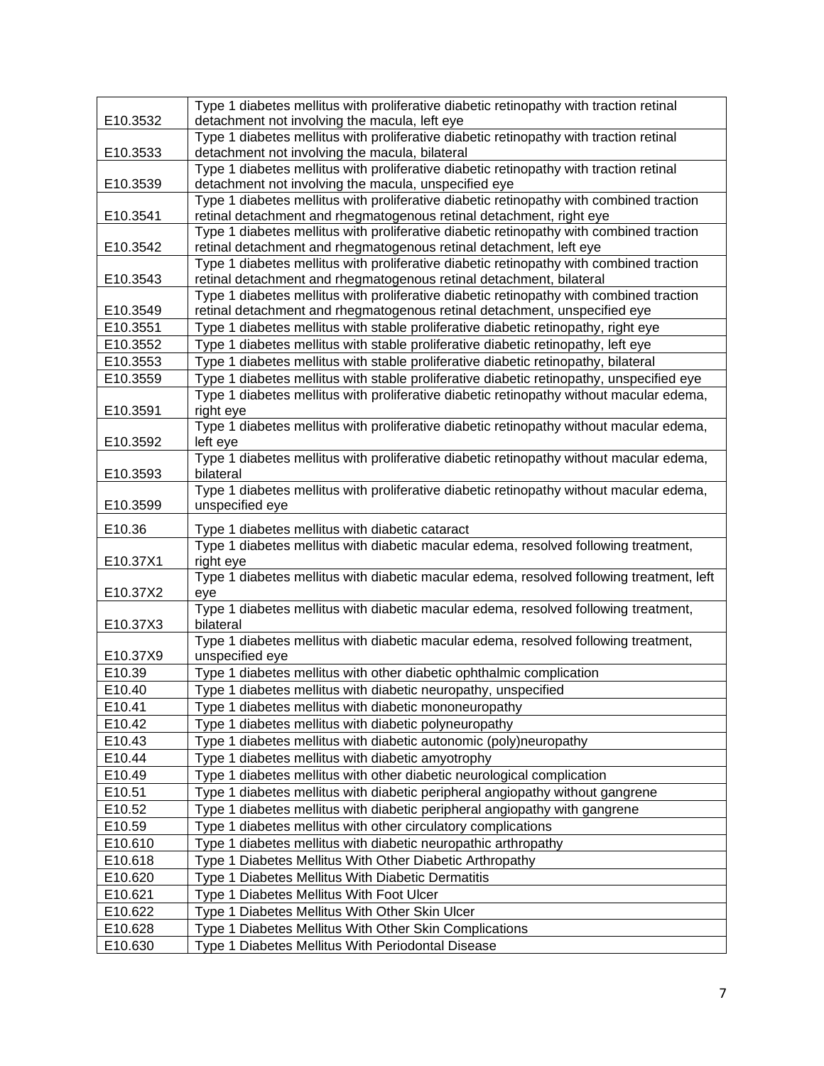| | |
|---|---|
| E10.3532 | Type 1 diabetes mellitus with proliferative diabetic retinopathy with traction retinal detachment not involving the macula, left eye |
| E10.3533 | Type 1 diabetes mellitus with proliferative diabetic retinopathy with traction retinal detachment not involving the macula, bilateral |
| E10.3539 | Type 1 diabetes mellitus with proliferative diabetic retinopathy with traction retinal detachment not involving the macula, unspecified eye |
| E10.3541 | Type 1 diabetes mellitus with proliferative diabetic retinopathy with combined traction retinal detachment and rhegmatogenous retinal detachment, right eye |
| E10.3542 | Type 1 diabetes mellitus with proliferative diabetic retinopathy with combined traction retinal detachment and rhegmatogenous retinal detachment, left eye |
| E10.3543 | Type 1 diabetes mellitus with proliferative diabetic retinopathy with combined traction retinal detachment and rhegmatogenous retinal detachment, bilateral |
| E10.3549 | Type 1 diabetes mellitus with proliferative diabetic retinopathy with combined traction retinal detachment and rhegmatogenous retinal detachment, unspecified eye |
| E10.3551 | Type 1 diabetes mellitus with stable proliferative diabetic retinopathy, right eye |
| E10.3552 | Type 1 diabetes mellitus with stable proliferative diabetic retinopathy, left eye |
| E10.3553 | Type 1 diabetes mellitus with stable proliferative diabetic retinopathy, bilateral |
| E10.3559 | Type 1 diabetes mellitus with stable proliferative diabetic retinopathy, unspecified eye |
| E10.3591 | Type 1 diabetes mellitus with proliferative diabetic retinopathy without macular edema, right eye |
| E10.3592 | Type 1 diabetes mellitus with proliferative diabetic retinopathy without macular edema, left eye |
| E10.3593 | Type 1 diabetes mellitus with proliferative diabetic retinopathy without macular edema, bilateral |
| E10.3599 | Type 1 diabetes mellitus with proliferative diabetic retinopathy without macular edema, unspecified eye |
| E10.36 | Type 1 diabetes mellitus with diabetic cataract |
| E10.37X1 | Type 1 diabetes mellitus with diabetic macular edema, resolved following treatment, right eye |
| E10.37X2 | Type 1 diabetes mellitus with diabetic macular edema, resolved following treatment, left eye |
| E10.37X3 | Type 1 diabetes mellitus with diabetic macular edema, resolved following treatment, bilateral |
| E10.37X9 | Type 1 diabetes mellitus with diabetic macular edema, resolved following treatment, unspecified eye |
| E10.39 | Type 1 diabetes mellitus with other diabetic ophthalmic complication |
| E10.40 | Type 1 diabetes mellitus with diabetic neuropathy, unspecified |
| E10.41 | Type 1 diabetes mellitus with diabetic mononeuropathy |
| E10.42 | Type 1 diabetes mellitus with diabetic polyneuropathy |
| E10.43 | Type 1 diabetes mellitus with diabetic autonomic (poly)neuropathy |
| E10.44 | Type 1 diabetes mellitus with diabetic amyotrophy |
| E10.49 | Type 1 diabetes mellitus with other diabetic neurological complication |
| E10.51 | Type 1 diabetes mellitus with diabetic peripheral angiopathy without gangrene |
| E10.52 | Type 1 diabetes mellitus with diabetic peripheral angiopathy with gangrene |
| E10.59 | Type 1 diabetes mellitus with other circulatory complications |
| E10.610 | Type 1 diabetes mellitus with diabetic neuropathic arthropathy |
| E10.618 | Type 1 Diabetes Mellitus With Other Diabetic Arthropathy |
| E10.620 | Type 1 Diabetes Mellitus With Diabetic Dermatitis |
| E10.621 | Type 1 Diabetes Mellitus With Foot Ulcer |
| E10.622 | Type 1 Diabetes Mellitus With Other Skin Ulcer |
| E10.628 | Type 1 Diabetes Mellitus With Other Skin Complications |
| E10.630 | Type 1 Diabetes Mellitus With Periodontal Disease |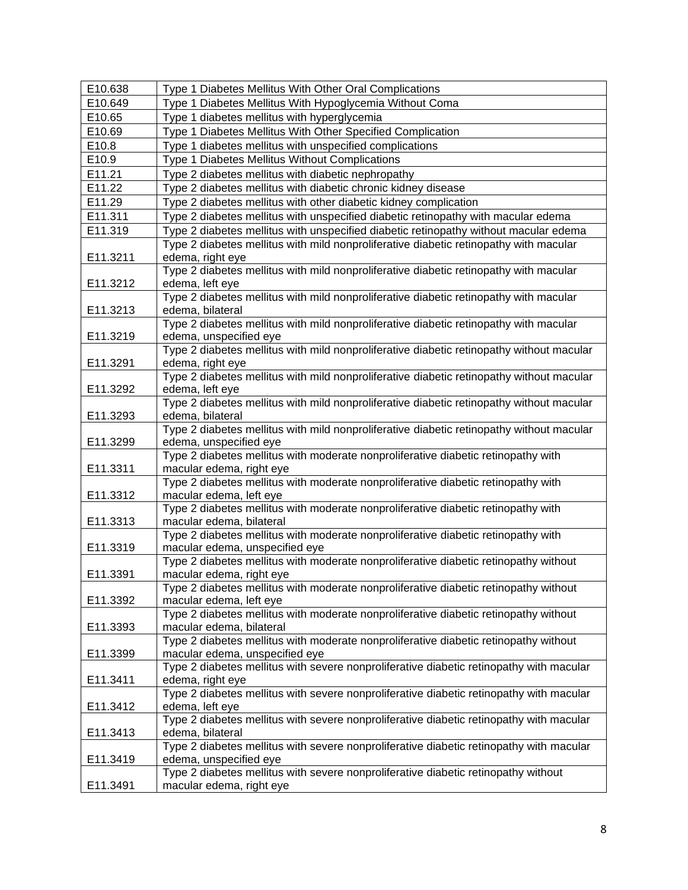| | |
|---|---|
| E10.638 | Type 1 Diabetes Mellitus With Other Oral Complications |
| E10.649 | Type 1 Diabetes Mellitus With Hypoglycemia Without Coma |
| E10.65 | Type 1 diabetes mellitus with hyperglycemia |
| E10.69 | Type 1 Diabetes Mellitus With Other Specified Complication |
| E10.8 | Type 1 diabetes mellitus with unspecified complications |
| E10.9 | Type 1 Diabetes Mellitus Without Complications |
| E11.21 | Type 2 diabetes mellitus with diabetic nephropathy |
| E11.22 | Type 2 diabetes mellitus with diabetic chronic kidney disease |
| E11.29 | Type 2 diabetes mellitus with other diabetic kidney complication |
| E11.311 | Type 2 diabetes mellitus with unspecified diabetic retinopathy with macular edema |
| E11.319 | Type 2 diabetes mellitus with unspecified diabetic retinopathy without macular edema |
| E11.3211 | Type 2 diabetes mellitus with mild nonproliferative diabetic retinopathy with macular edema, right eye |
| E11.3212 | Type 2 diabetes mellitus with mild nonproliferative diabetic retinopathy with macular edema, left eye |
| E11.3213 | Type 2 diabetes mellitus with mild nonproliferative diabetic retinopathy with macular edema, bilateral |
| E11.3219 | Type 2 diabetes mellitus with mild nonproliferative diabetic retinopathy with macular edema, unspecified eye |
| E11.3291 | Type 2 diabetes mellitus with mild nonproliferative diabetic retinopathy without macular edema, right eye |
| E11.3292 | Type 2 diabetes mellitus with mild nonproliferative diabetic retinopathy without macular edema, left eye |
| E11.3293 | Type 2 diabetes mellitus with mild nonproliferative diabetic retinopathy without macular edema, bilateral |
| E11.3299 | Type 2 diabetes mellitus with mild nonproliferative diabetic retinopathy without macular edema, unspecified eye |
| E11.3311 | Type 2 diabetes mellitus with moderate nonproliferative diabetic retinopathy with macular edema, right eye |
| E11.3312 | Type 2 diabetes mellitus with moderate nonproliferative diabetic retinopathy with macular edema, left eye |
| E11.3313 | Type 2 diabetes mellitus with moderate nonproliferative diabetic retinopathy with macular edema, bilateral |
| E11.3319 | Type 2 diabetes mellitus with moderate nonproliferative diabetic retinopathy with macular edema, unspecified eye |
| E11.3391 | Type 2 diabetes mellitus with moderate nonproliferative diabetic retinopathy without macular edema, right eye |
| E11.3392 | Type 2 diabetes mellitus with moderate nonproliferative diabetic retinopathy without macular edema, left eye |
| E11.3393 | Type 2 diabetes mellitus with moderate nonproliferative diabetic retinopathy without macular edema, bilateral |
| E11.3399 | Type 2 diabetes mellitus with moderate nonproliferative diabetic retinopathy without macular edema, unspecified eye |
| E11.3411 | Type 2 diabetes mellitus with severe nonproliferative diabetic retinopathy with macular edema, right eye |
| E11.3412 | Type 2 diabetes mellitus with severe nonproliferative diabetic retinopathy with macular edema, left eye |
| E11.3413 | Type 2 diabetes mellitus with severe nonproliferative diabetic retinopathy with macular edema, bilateral |
| E11.3419 | Type 2 diabetes mellitus with severe nonproliferative diabetic retinopathy with macular edema, unspecified eye |
| E11.3491 | Type 2 diabetes mellitus with severe nonproliferative diabetic retinopathy without macular edema, right eye |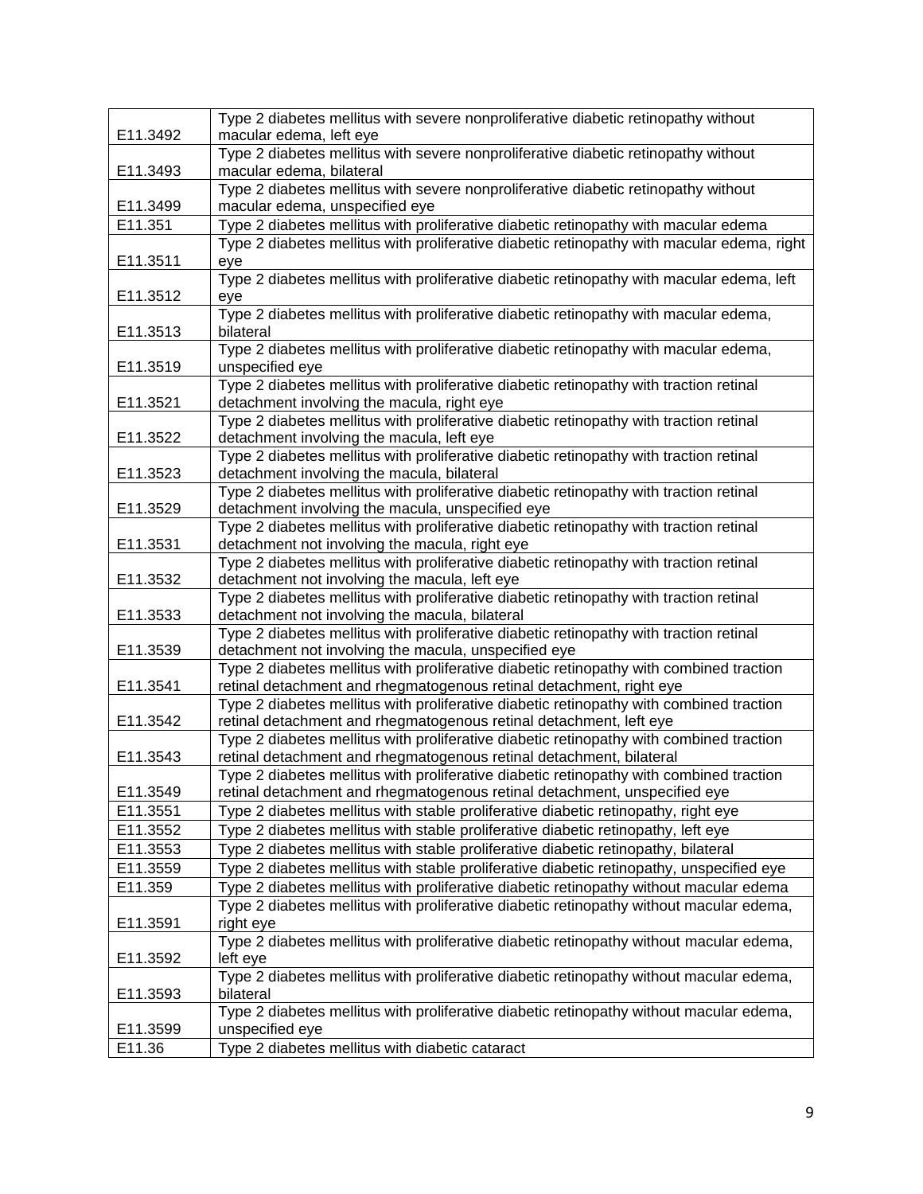| | |
|---|---|
| E11.3492 | Type 2 diabetes mellitus with severe nonproliferative diabetic retinopathy without macular edema, left eye |
| E11.3493 | Type 2 diabetes mellitus with severe nonproliferative diabetic retinopathy without macular edema, bilateral |
| E11.3499 | Type 2 diabetes mellitus with severe nonproliferative diabetic retinopathy without macular edema, unspecified eye |
| E11.351 | Type 2 diabetes mellitus with proliferative diabetic retinopathy with macular edema |
| E11.3511 | Type 2 diabetes mellitus with proliferative diabetic retinopathy with macular edema, right eye |
| E11.3512 | Type 2 diabetes mellitus with proliferative diabetic retinopathy with macular edema, left eye |
| E11.3513 | Type 2 diabetes mellitus with proliferative diabetic retinopathy with macular edema, bilateral |
| E11.3519 | Type 2 diabetes mellitus with proliferative diabetic retinopathy with macular edema, unspecified eye |
| E11.3521 | Type 2 diabetes mellitus with proliferative diabetic retinopathy with traction retinal detachment involving the macula, right eye |
| E11.3522 | Type 2 diabetes mellitus with proliferative diabetic retinopathy with traction retinal detachment involving the macula, left eye |
| E11.3523 | Type 2 diabetes mellitus with proliferative diabetic retinopathy with traction retinal detachment involving the macula, bilateral |
| E11.3529 | Type 2 diabetes mellitus with proliferative diabetic retinopathy with traction retinal detachment involving the macula, unspecified eye |
| E11.3531 | Type 2 diabetes mellitus with proliferative diabetic retinopathy with traction retinal detachment not involving the macula, right eye |
| E11.3532 | Type 2 diabetes mellitus with proliferative diabetic retinopathy with traction retinal detachment not involving the macula, left eye |
| E11.3533 | Type 2 diabetes mellitus with proliferative diabetic retinopathy with traction retinal detachment not involving the macula, bilateral |
| E11.3539 | Type 2 diabetes mellitus with proliferative diabetic retinopathy with traction retinal detachment not involving the macula, unspecified eye |
| E11.3541 | Type 2 diabetes mellitus with proliferative diabetic retinopathy with combined traction retinal detachment and rhegmatogenous retinal detachment, right eye |
| E11.3542 | Type 2 diabetes mellitus with proliferative diabetic retinopathy with combined traction retinal detachment and rhegmatogenous retinal detachment, left eye |
| E11.3543 | Type 2 diabetes mellitus with proliferative diabetic retinopathy with combined traction retinal detachment and rhegmatogenous retinal detachment, bilateral |
| E11.3549 | Type 2 diabetes mellitus with proliferative diabetic retinopathy with combined traction retinal detachment and rhegmatogenous retinal detachment, unspecified eye |
| E11.3551 | Type 2 diabetes mellitus with stable proliferative diabetic retinopathy, right eye |
| E11.3552 | Type 2 diabetes mellitus with stable proliferative diabetic retinopathy, left eye |
| E11.3553 | Type 2 diabetes mellitus with stable proliferative diabetic retinopathy, bilateral |
| E11.3559 | Type 2 diabetes mellitus with stable proliferative diabetic retinopathy, unspecified eye |
| E11.359 | Type 2 diabetes mellitus with proliferative diabetic retinopathy without macular edema |
| E11.3591 | Type 2 diabetes mellitus with proliferative diabetic retinopathy without macular edema, right eye |
| E11.3592 | Type 2 diabetes mellitus with proliferative diabetic retinopathy without macular edema, left eye |
| E11.3593 | Type 2 diabetes mellitus with proliferative diabetic retinopathy without macular edema, bilateral |
| E11.3599 | Type 2 diabetes mellitus with proliferative diabetic retinopathy without macular edema, unspecified eye |
| E11.36 | Type 2 diabetes mellitus with diabetic cataract |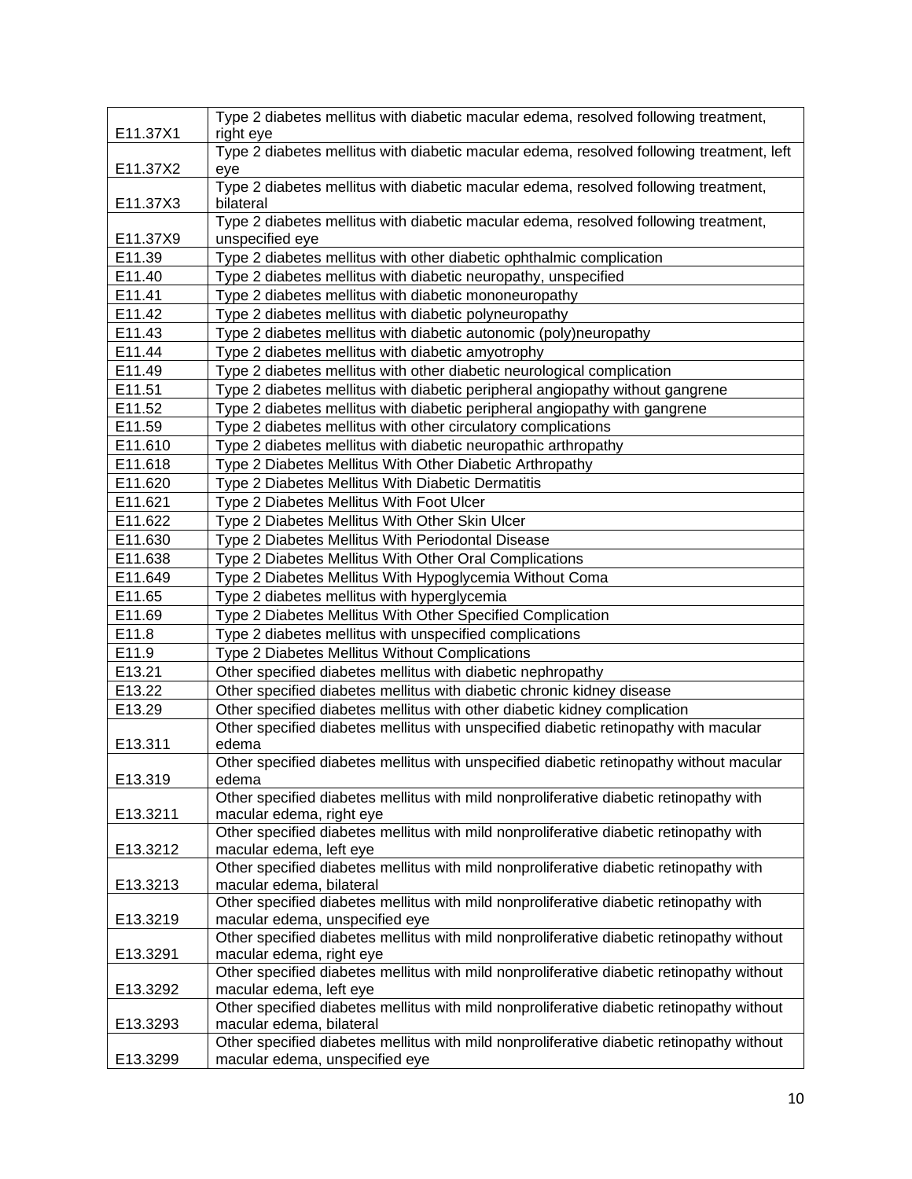| | |
|---|---|
| E11.37X1 | Type 2 diabetes mellitus with diabetic macular edema, resolved following treatment, right eye |
| E11.37X2 | Type 2 diabetes mellitus with diabetic macular edema, resolved following treatment, left eye |
| E11.37X3 | Type 2 diabetes mellitus with diabetic macular edema, resolved following treatment, bilateral |
| E11.37X9 | Type 2 diabetes mellitus with diabetic macular edema, resolved following treatment, unspecified eye |
| E11.39 | Type 2 diabetes mellitus with other diabetic ophthalmic complication |
| E11.40 | Type 2 diabetes mellitus with diabetic neuropathy, unspecified |
| E11.41 | Type 2 diabetes mellitus with diabetic mononeuropathy |
| E11.42 | Type 2 diabetes mellitus with diabetic polyneuropathy |
| E11.43 | Type 2 diabetes mellitus with diabetic autonomic (poly)neuropathy |
| E11.44 | Type 2 diabetes mellitus with diabetic amyotrophy |
| E11.49 | Type 2 diabetes mellitus with other diabetic neurological complication |
| E11.51 | Type 2 diabetes mellitus with diabetic peripheral angiopathy without gangrene |
| E11.52 | Type 2 diabetes mellitus with diabetic peripheral angiopathy with gangrene |
| E11.59 | Type 2 diabetes mellitus with other circulatory complications |
| E11.610 | Type 2 diabetes mellitus with diabetic neuropathic arthropathy |
| E11.618 | Type 2 Diabetes Mellitus With Other Diabetic Arthropathy |
| E11.620 | Type 2 Diabetes Mellitus With Diabetic Dermatitis |
| E11.621 | Type 2 Diabetes Mellitus With Foot Ulcer |
| E11.622 | Type 2 Diabetes Mellitus With Other Skin Ulcer |
| E11.630 | Type 2 Diabetes Mellitus With Periodontal Disease |
| E11.638 | Type 2 Diabetes Mellitus With Other Oral Complications |
| E11.649 | Type 2 Diabetes Mellitus With Hypoglycemia Without Coma |
| E11.65 | Type 2 diabetes mellitus with hyperglycemia |
| E11.69 | Type 2 Diabetes Mellitus With Other Specified Complication |
| E11.8 | Type 2 diabetes mellitus with unspecified complications |
| E11.9 | Type 2 Diabetes Mellitus Without Complications |
| E13.21 | Other specified diabetes mellitus with diabetic nephropathy |
| E13.22 | Other specified diabetes mellitus with diabetic chronic kidney disease |
| E13.29 | Other specified diabetes mellitus with other diabetic kidney complication |
| E13.311 | Other specified diabetes mellitus with unspecified diabetic retinopathy with macular edema |
| E13.319 | Other specified diabetes mellitus with unspecified diabetic retinopathy without macular edema |
| E13.3211 | Other specified diabetes mellitus with mild nonproliferative diabetic retinopathy with macular edema, right eye |
| E13.3212 | Other specified diabetes mellitus with mild nonproliferative diabetic retinopathy with macular edema, left eye |
| E13.3213 | Other specified diabetes mellitus with mild nonproliferative diabetic retinopathy with macular edema, bilateral |
| E13.3219 | Other specified diabetes mellitus with mild nonproliferative diabetic retinopathy with macular edema, unspecified eye |
| E13.3291 | Other specified diabetes mellitus with mild nonproliferative diabetic retinopathy without macular edema, right eye |
| E13.3292 | Other specified diabetes mellitus with mild nonproliferative diabetic retinopathy without macular edema, left eye |
| E13.3293 | Other specified diabetes mellitus with mild nonproliferative diabetic retinopathy without macular edema, bilateral |
| E13.3299 | Other specified diabetes mellitus with mild nonproliferative diabetic retinopathy without macular edema, unspecified eye |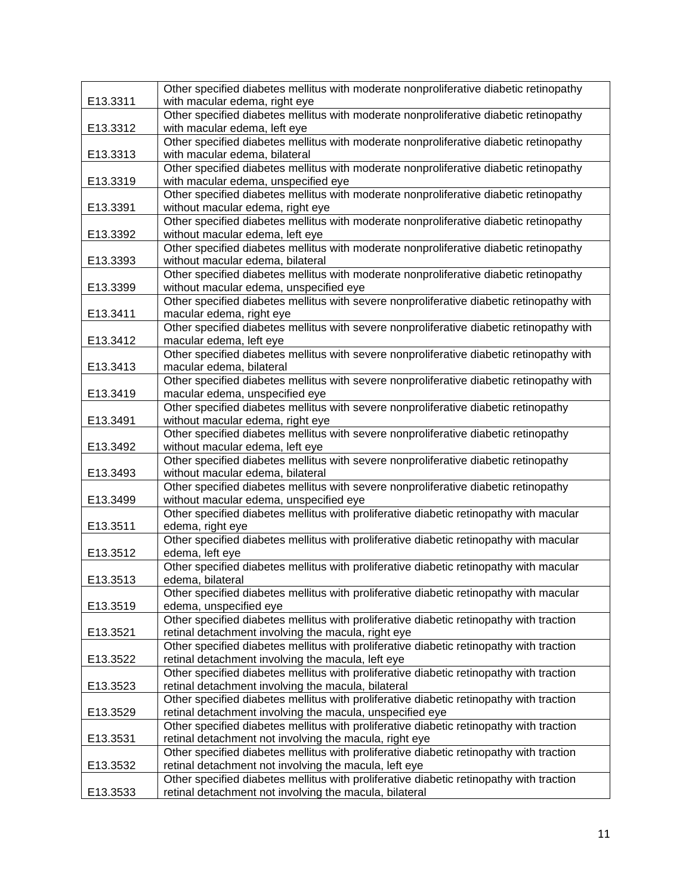| | |
|---|---|
| E13.3311 | Other specified diabetes mellitus with moderate nonproliferative diabetic retinopathy with macular edema, right eye |
| E13.3312 | Other specified diabetes mellitus with moderate nonproliferative diabetic retinopathy with macular edema, left eye |
| E13.3313 | Other specified diabetes mellitus with moderate nonproliferative diabetic retinopathy with macular edema, bilateral |
| E13.3319 | Other specified diabetes mellitus with moderate nonproliferative diabetic retinopathy with macular edema, unspecified eye |
| E13.3391 | Other specified diabetes mellitus with moderate nonproliferative diabetic retinopathy without macular edema, right eye |
| E13.3392 | Other specified diabetes mellitus with moderate nonproliferative diabetic retinopathy without macular edema, left eye |
| E13.3393 | Other specified diabetes mellitus with moderate nonproliferative diabetic retinopathy without macular edema, bilateral |
| E13.3399 | Other specified diabetes mellitus with moderate nonproliferative diabetic retinopathy without macular edema, unspecified eye |
| E13.3411 | Other specified diabetes mellitus with severe nonproliferative diabetic retinopathy with macular edema, right eye |
| E13.3412 | Other specified diabetes mellitus with severe nonproliferative diabetic retinopathy with macular edema, left eye |
| E13.3413 | Other specified diabetes mellitus with severe nonproliferative diabetic retinopathy with macular edema, bilateral |
| E13.3419 | Other specified diabetes mellitus with severe nonproliferative diabetic retinopathy with macular edema, unspecified eye |
| E13.3491 | Other specified diabetes mellitus with severe nonproliferative diabetic retinopathy without macular edema, right eye |
| E13.3492 | Other specified diabetes mellitus with severe nonproliferative diabetic retinopathy without macular edema, left eye |
| E13.3493 | Other specified diabetes mellitus with severe nonproliferative diabetic retinopathy without macular edema, bilateral |
| E13.3499 | Other specified diabetes mellitus with severe nonproliferative diabetic retinopathy without macular edema, unspecified eye |
| E13.3511 | Other specified diabetes mellitus with proliferative diabetic retinopathy with macular edema, right eye |
| E13.3512 | Other specified diabetes mellitus with proliferative diabetic retinopathy with macular edema, left eye |
| E13.3513 | Other specified diabetes mellitus with proliferative diabetic retinopathy with macular edema, bilateral |
| E13.3519 | Other specified diabetes mellitus with proliferative diabetic retinopathy with macular edema, unspecified eye |
| E13.3521 | Other specified diabetes mellitus with proliferative diabetic retinopathy with traction retinal detachment involving the macula, right eye |
| E13.3522 | Other specified diabetes mellitus with proliferative diabetic retinopathy with traction retinal detachment involving the macula, left eye |
| E13.3523 | Other specified diabetes mellitus with proliferative diabetic retinopathy with traction retinal detachment involving the macula, bilateral |
| E13.3529 | Other specified diabetes mellitus with proliferative diabetic retinopathy with traction retinal detachment involving the macula, unspecified eye |
| E13.3531 | Other specified diabetes mellitus with proliferative diabetic retinopathy with traction retinal detachment not involving the macula, right eye |
| E13.3532 | Other specified diabetes mellitus with proliferative diabetic retinopathy with traction retinal detachment not involving the macula, left eye |
| E13.3533 | Other specified diabetes mellitus with proliferative diabetic retinopathy with traction retinal detachment not involving the macula, bilateral |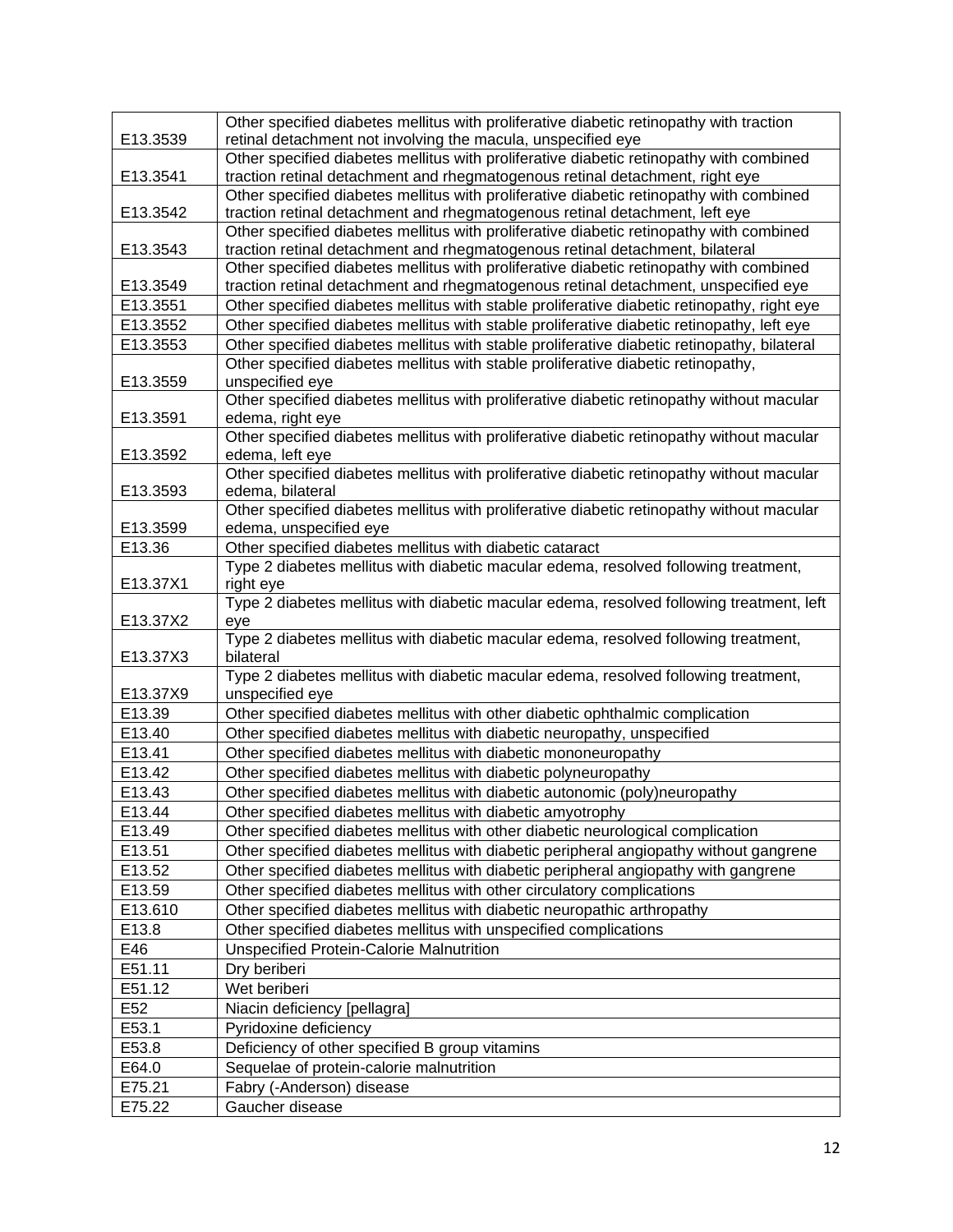| E13.3539 | Other specified diabetes mellitus with proliferative diabetic retinopathy with traction retinal detachment not involving the macula, unspecified eye |
|---|---|
| E13.3541 | Other specified diabetes mellitus with proliferative diabetic retinopathy with combined traction retinal detachment and rhegmatogenous retinal detachment, right eye |
| E13.3542 | Other specified diabetes mellitus with proliferative diabetic retinopathy with combined traction retinal detachment and rhegmatogenous retinal detachment, left eye |
| E13.3543 | Other specified diabetes mellitus with proliferative diabetic retinopathy with combined traction retinal detachment and rhegmatogenous retinal detachment, bilateral |
| E13.3549 | Other specified diabetes mellitus with proliferative diabetic retinopathy with combined traction retinal detachment and rhegmatogenous retinal detachment, unspecified eye |
| E13.3551 | Other specified diabetes mellitus with stable proliferative diabetic retinopathy, right eye |
| E13.3552 | Other specified diabetes mellitus with stable proliferative diabetic retinopathy, left eye |
| E13.3553 | Other specified diabetes mellitus with stable proliferative diabetic retinopathy, bilateral |
| E13.3559 | Other specified diabetes mellitus with stable proliferative diabetic retinopathy, unspecified eye |
| E13.3591 | Other specified diabetes mellitus with proliferative diabetic retinopathy without macular edema, right eye |
| E13.3592 | Other specified diabetes mellitus with proliferative diabetic retinopathy without macular edema, left eye |
| E13.3593 | Other specified diabetes mellitus with proliferative diabetic retinopathy without macular edema, bilateral |
| E13.3599 | Other specified diabetes mellitus with proliferative diabetic retinopathy without macular edema, unspecified eye |
| E13.36 | Other specified diabetes mellitus with diabetic cataract |
| E13.37X1 | Type 2 diabetes mellitus with diabetic macular edema, resolved following treatment, right eye |
| E13.37X2 | Type 2 diabetes mellitus with diabetic macular edema, resolved following treatment, left eye |
| E13.37X3 | Type 2 diabetes mellitus with diabetic macular edema, resolved following treatment, bilateral |
| E13.37X9 | Type 2 diabetes mellitus with diabetic macular edema, resolved following treatment, unspecified eye |
| E13.39 | Other specified diabetes mellitus with other diabetic ophthalmic complication |
| E13.40 | Other specified diabetes mellitus with diabetic neuropathy, unspecified |
| E13.41 | Other specified diabetes mellitus with diabetic mononeuropathy |
| E13.42 | Other specified diabetes mellitus with diabetic polyneuropathy |
| E13.43 | Other specified diabetes mellitus with diabetic autonomic (poly)neuropathy |
| E13.44 | Other specified diabetes mellitus with diabetic amyotrophy |
| E13.49 | Other specified diabetes mellitus with other diabetic neurological complication |
| E13.51 | Other specified diabetes mellitus with diabetic peripheral angiopathy without gangrene |
| E13.52 | Other specified diabetes mellitus with diabetic peripheral angiopathy with gangrene |
| E13.59 | Other specified diabetes mellitus with other circulatory complications |
| E13.610 | Other specified diabetes mellitus with diabetic neuropathic arthropathy |
| E13.8 | Other specified diabetes mellitus with unspecified complications |
| E46 | Unspecified Protein-Calorie Malnutrition |
| E51.11 | Dry beriberi |
| E51.12 | Wet beriberi |
| E52 | Niacin deficiency [pellagra] |
| E53.1 | Pyridoxine deficiency |
| E53.8 | Deficiency of other specified B group vitamins |
| E64.0 | Sequelae of protein-calorie malnutrition |
| E75.21 | Fabry (-Anderson) disease |
| E75.22 | Gaucher disease |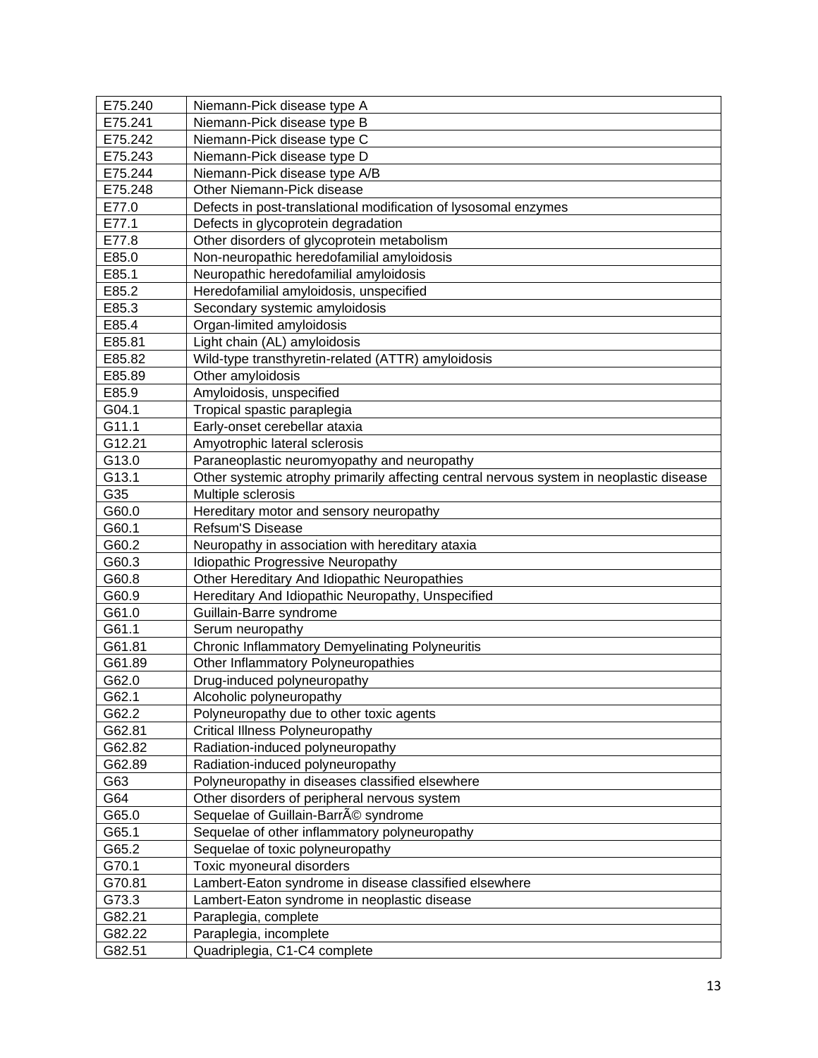| E75.240 | Niemann-Pick disease type A |
|---|---|
| E75.241 | Niemann-Pick disease type B |
| E75.242 | Niemann-Pick disease type C |
| E75.243 | Niemann-Pick disease type D |
| E75.244 | Niemann-Pick disease type A/B |
| E75.248 | Other Niemann-Pick disease |
| E77.0 | Defects in post-translational modification of lysosomal enzymes |
| E77.1 | Defects in glycoprotein degradation |
| E77.8 | Other disorders of glycoprotein metabolism |
| E85.0 | Non-neuropathic heredofamilial amyloidosis |
| E85.1 | Neuropathic heredofamilial amyloidosis |
| E85.2 | Heredofamilial amyloidosis, unspecified |
| E85.3 | Secondary systemic amyloidosis |
| E85.4 | Organ-limited amyloidosis |
| E85.81 | Light chain (AL) amyloidosis |
| E85.82 | Wild-type transthyretin-related (ATTR) amyloidosis |
| E85.89 | Other amyloidosis |
| E85.9 | Amyloidosis, unspecified |
| G04.1 | Tropical spastic paraplegia |
| G11.1 | Early-onset cerebellar ataxia |
| G12.21 | Amyotrophic lateral sclerosis |
| G13.0 | Paraneoplastic neuromyopathy and neuropathy |
| G13.1 | Other systemic atrophy primarily affecting central nervous system in neoplastic disease |
| G35 | Multiple sclerosis |
| G60.0 | Hereditary motor and sensory neuropathy |
| G60.1 | Refsum'S Disease |
| G60.2 | Neuropathy in association with hereditary ataxia |
| G60.3 | Idiopathic Progressive Neuropathy |
| G60.8 | Other Hereditary And Idiopathic Neuropathies |
| G60.9 | Hereditary And Idiopathic Neuropathy, Unspecified |
| G61.0 | Guillain-Barre syndrome |
| G61.1 | Serum neuropathy |
| G61.81 | Chronic Inflammatory Demyelinating Polyneuritis |
| G61.89 | Other Inflammatory Polyneuropathies |
| G62.0 | Drug-induced polyneuropathy |
| G62.1 | Alcoholic polyneuropathy |
| G62.2 | Polyneuropathy due to other toxic agents |
| G62.81 | Critical Illness Polyneuropathy |
| G62.82 | Radiation-induced polyneuropathy |
| G62.89 | Radiation-induced polyneuropathy |
| G63 | Polyneuropathy in diseases classified elsewhere |
| G64 | Other disorders of peripheral nervous system |
| G65.0 | Sequelae of Guillain-BarrÃ© syndrome |
| G65.1 | Sequelae of other inflammatory polyneuropathy |
| G65.2 | Sequelae of toxic polyneuropathy |
| G70.1 | Toxic myoneural disorders |
| G70.81 | Lambert-Eaton syndrome in disease classified elsewhere |
| G73.3 | Lambert-Eaton syndrome in neoplastic disease |
| G82.21 | Paraplegia, complete |
| G82.22 | Paraplegia, incomplete |
| G82.51 | Quadriplegia, C1-C4 complete |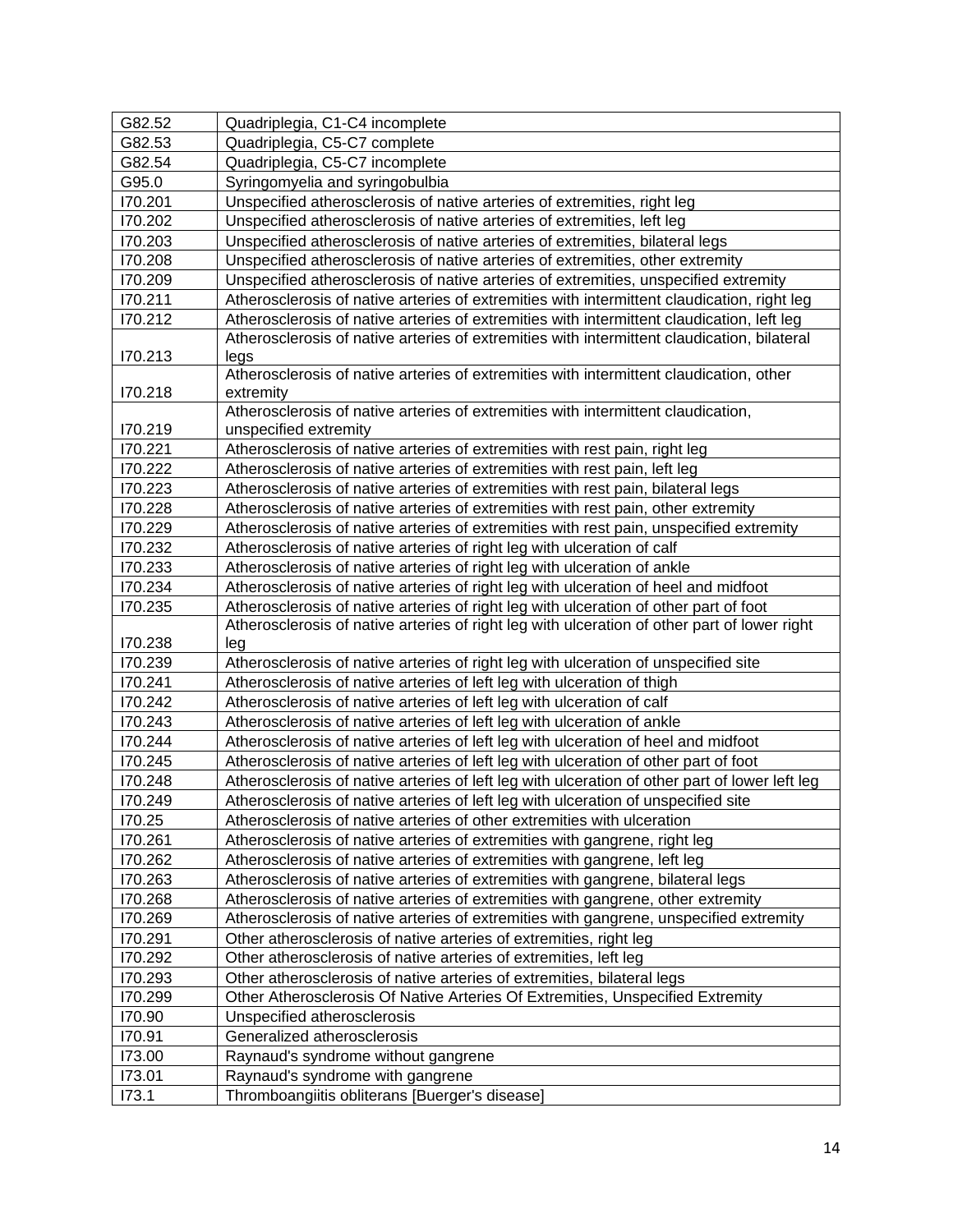| | |
|---|---|
| G82.52 | Quadriplegia, C1-C4 incomplete |
| G82.53 | Quadriplegia, C5-C7 complete |
| G82.54 | Quadriplegia, C5-C7 incomplete |
| G95.0 | Syringomyelia and syringobulbia |
| I70.201 | Unspecified atherosclerosis of native arteries of extremities, right leg |
| I70.202 | Unspecified atherosclerosis of native arteries of extremities, left leg |
| I70.203 | Unspecified atherosclerosis of native arteries of extremities, bilateral legs |
| I70.208 | Unspecified atherosclerosis of native arteries of extremities, other extremity |
| I70.209 | Unspecified atherosclerosis of native arteries of extremities, unspecified extremity |
| I70.211 | Atherosclerosis of native arteries of extremities with intermittent claudication, right leg |
| I70.212 | Atherosclerosis of native arteries of extremities with intermittent claudication, left leg |
| I70.213 | Atherosclerosis of native arteries of extremities with intermittent claudication, bilateral legs |
| I70.218 | Atherosclerosis of native arteries of extremities with intermittent claudication, other extremity |
| I70.219 | Atherosclerosis of native arteries of extremities with intermittent claudication, unspecified extremity |
| I70.221 | Atherosclerosis of native arteries of extremities with rest pain, right leg |
| I70.222 | Atherosclerosis of native arteries of extremities with rest pain, left leg |
| I70.223 | Atherosclerosis of native arteries of extremities with rest pain, bilateral legs |
| I70.228 | Atherosclerosis of native arteries of extremities with rest pain, other extremity |
| I70.229 | Atherosclerosis of native arteries of extremities with rest pain, unspecified extremity |
| I70.232 | Atherosclerosis of native arteries of right leg with ulceration of calf |
| I70.233 | Atherosclerosis of native arteries of right leg with ulceration of ankle |
| I70.234 | Atherosclerosis of native arteries of right leg with ulceration of heel and midfoot |
| I70.235 | Atherosclerosis of native arteries of right leg with ulceration of other part of foot |
| I70.238 | Atherosclerosis of native arteries of right leg with ulceration of other part of lower right leg |
| I70.239 | Atherosclerosis of native arteries of right leg with ulceration of unspecified site |
| I70.241 | Atherosclerosis of native arteries of left leg with ulceration of thigh |
| I70.242 | Atherosclerosis of native arteries of left leg with ulceration of calf |
| I70.243 | Atherosclerosis of native arteries of left leg with ulceration of ankle |
| I70.244 | Atherosclerosis of native arteries of left leg with ulceration of heel and midfoot |
| I70.245 | Atherosclerosis of native arteries of left leg with ulceration of other part of foot |
| I70.248 | Atherosclerosis of native arteries of left leg with ulceration of other part of lower left leg |
| I70.249 | Atherosclerosis of native arteries of left leg with ulceration of unspecified site |
| I70.25 | Atherosclerosis of native arteries of other extremities with ulceration |
| I70.261 | Atherosclerosis of native arteries of extremities with gangrene, right leg |
| I70.262 | Atherosclerosis of native arteries of extremities with gangrene, left leg |
| I70.263 | Atherosclerosis of native arteries of extremities with gangrene, bilateral legs |
| I70.268 | Atherosclerosis of native arteries of extremities with gangrene, other extremity |
| I70.269 | Atherosclerosis of native arteries of extremities with gangrene, unspecified extremity |
| I70.291 | Other atherosclerosis of native arteries of extremities, right leg |
| I70.292 | Other atherosclerosis of native arteries of extremities, left leg |
| I70.293 | Other atherosclerosis of native arteries of extremities, bilateral legs |
| I70.299 | Other Atherosclerosis Of Native Arteries Of Extremities, Unspecified Extremity |
| I70.90 | Unspecified atherosclerosis |
| I70.91 | Generalized atherosclerosis |
| I73.00 | Raynaud's syndrome without gangrene |
| I73.01 | Raynaud's syndrome with gangrene |
| I73.1 | Thromboangiitis obliterans [Buerger's disease] |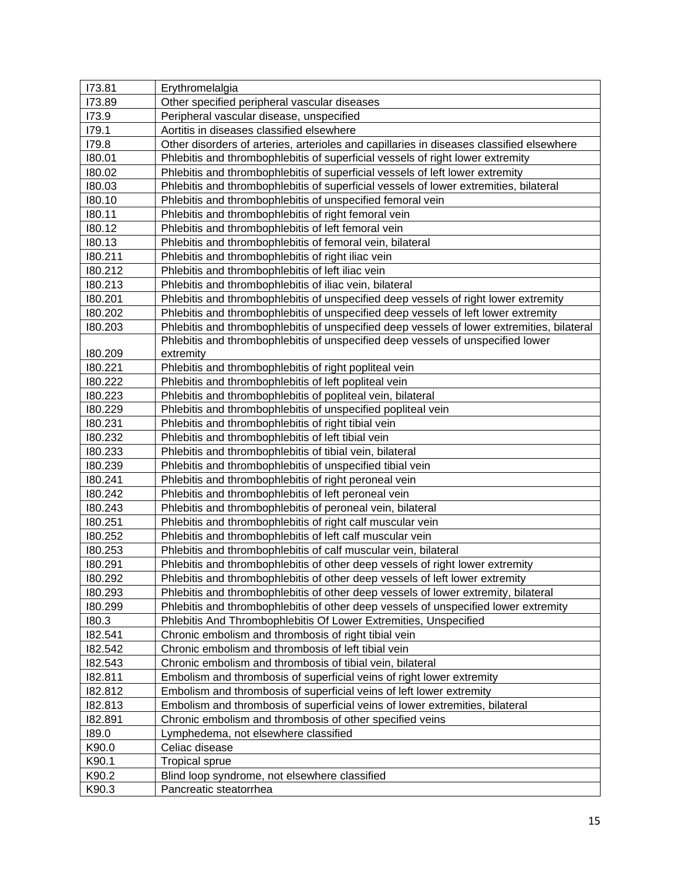| I73.81 | Erythromelalgia |
|---|---|
| I73.89 | Other specified peripheral vascular diseases |
| I73.9 | Peripheral vascular disease, unspecified |
| I79.1 | Aortitis in diseases classified elsewhere |
| I79.8 | Other disorders of arteries, arterioles and capillaries in diseases classified elsewhere |
| I80.01 | Phlebitis and thrombophlebitis of superficial vessels of right lower extremity |
| I80.02 | Phlebitis and thrombophlebitis of superficial vessels of left lower extremity |
| I80.03 | Phlebitis and thrombophlebitis of superficial vessels of lower extremities, bilateral |
| I80.10 | Phlebitis and thrombophlebitis of unspecified femoral vein |
| I80.11 | Phlebitis and thrombophlebitis of right femoral vein |
| I80.12 | Phlebitis and thrombophlebitis of left femoral vein |
| I80.13 | Phlebitis and thrombophlebitis of femoral vein, bilateral |
| I80.211 | Phlebitis and thrombophlebitis of right iliac vein |
| I80.212 | Phlebitis and thrombophlebitis of left iliac vein |
| I80.213 | Phlebitis and thrombophlebitis of iliac vein, bilateral |
| I80.201 | Phlebitis and thrombophlebitis of unspecified deep vessels of right lower extremity |
| I80.202 | Phlebitis and thrombophlebitis of unspecified deep vessels of left lower extremity |
| I80.203 | Phlebitis and thrombophlebitis of unspecified deep vessels of lower extremities, bilateral |
| I80.209 | Phlebitis and thrombophlebitis of unspecified deep vessels of unspecified lower extremity |
| I80.221 | Phlebitis and thrombophlebitis of right popliteal vein |
| I80.222 | Phlebitis and thrombophlebitis of left popliteal vein |
| I80.223 | Phlebitis and thrombophlebitis of popliteal vein, bilateral |
| I80.229 | Phlebitis and thrombophlebitis of unspecified popliteal vein |
| I80.231 | Phlebitis and thrombophlebitis of right tibial vein |
| I80.232 | Phlebitis and thrombophlebitis of left tibial vein |
| I80.233 | Phlebitis and thrombophlebitis of tibial vein, bilateral |
| I80.239 | Phlebitis and thrombophlebitis of unspecified tibial vein |
| I80.241 | Phlebitis and thrombophlebitis of right peroneal vein |
| I80.242 | Phlebitis and thrombophlebitis of left peroneal vein |
| I80.243 | Phlebitis and thrombophlebitis of peroneal vein, bilateral |
| I80.251 | Phlebitis and thrombophlebitis of right calf muscular vein |
| I80.252 | Phlebitis and thrombophlebitis of left calf muscular vein |
| I80.253 | Phlebitis and thrombophlebitis of calf muscular vein, bilateral |
| I80.291 | Phlebitis and thrombophlebitis of other deep vessels of right lower extremity |
| I80.292 | Phlebitis and thrombophlebitis of other deep vessels of left lower extremity |
| I80.293 | Phlebitis and thrombophlebitis of other deep vessels of lower extremity, bilateral |
| I80.299 | Phlebitis and thrombophlebitis of other deep vessels of unspecified lower extremity |
| I80.3 | Phlebitis And Thrombophlebitis Of Lower Extremities, Unspecified |
| I82.541 | Chronic embolism and thrombosis of right tibial vein |
| I82.542 | Chronic embolism and thrombosis of left tibial vein |
| I82.543 | Chronic embolism and thrombosis of tibial vein, bilateral |
| I82.811 | Embolism and thrombosis of superficial veins of right lower extremity |
| I82.812 | Embolism and thrombosis of superficial veins of left lower extremity |
| I82.813 | Embolism and thrombosis of superficial veins of lower extremities, bilateral |
| I82.891 | Chronic embolism and thrombosis of other specified veins |
| I89.0 | Lymphedema, not elsewhere classified |
| K90.0 | Celiac disease |
| K90.1 | Tropical sprue |
| K90.2 | Blind loop syndrome, not elsewhere classified |
| K90.3 | Pancreatic steatorrhea |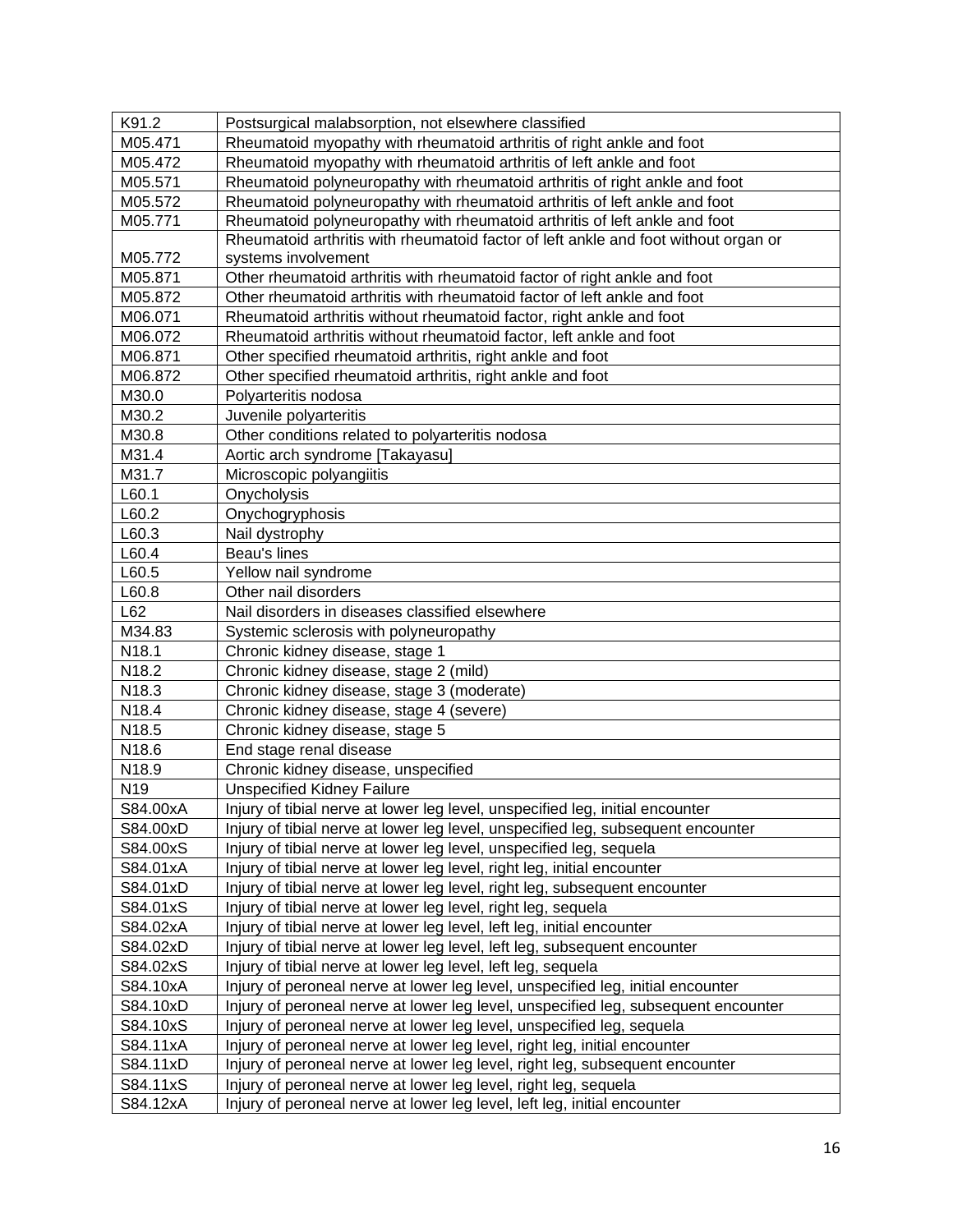| K91.2 | Postsurgical malabsorption, not elsewhere classified |
|---|---|
| M05.471 | Rheumatoid myopathy with rheumatoid arthritis of right ankle and foot |
| M05.472 | Rheumatoid myopathy with rheumatoid arthritis of left ankle and foot |
| M05.571 | Rheumatoid polyneuropathy with rheumatoid arthritis of right ankle and foot |
| M05.572 | Rheumatoid polyneuropathy with rheumatoid arthritis of left ankle and foot |
| M05.771 | Rheumatoid polyneuropathy with rheumatoid arthritis of left ankle and foot |
| M05.772 | Rheumatoid arthritis with rheumatoid factor of left ankle and foot without organ or systems involvement |
| M05.871 | Other rheumatoid arthritis with rheumatoid factor of right ankle and foot |
| M05.872 | Other rheumatoid arthritis with rheumatoid factor of left ankle and foot |
| M06.071 | Rheumatoid arthritis without rheumatoid factor, right ankle and foot |
| M06.072 | Rheumatoid arthritis without rheumatoid factor, left ankle and foot |
| M06.871 | Other specified rheumatoid arthritis, right ankle and foot |
| M06.872 | Other specified rheumatoid arthritis, right ankle and foot |
| M30.0 | Polyarteritis nodosa |
| M30.2 | Juvenile polyarteritis |
| M30.8 | Other conditions related to polyarteritis nodosa |
| M31.4 | Aortic arch syndrome [Takayasu] |
| M31.7 | Microscopic polyangiitis |
| L60.1 | Onycholysis |
| L60.2 | Onychogryphosis |
| L60.3 | Nail dystrophy |
| L60.4 | Beau's lines |
| L60.5 | Yellow nail syndrome |
| L60.8 | Other nail disorders |
| L62 | Nail disorders in diseases classified elsewhere |
| M34.83 | Systemic sclerosis with polyneuropathy |
| N18.1 | Chronic kidney disease, stage 1 |
| N18.2 | Chronic kidney disease, stage 2 (mild) |
| N18.3 | Chronic kidney disease, stage 3 (moderate) |
| N18.4 | Chronic kidney disease, stage 4 (severe) |
| N18.5 | Chronic kidney disease, stage 5 |
| N18.6 | End stage renal disease |
| N18.9 | Chronic kidney disease, unspecified |
| N19 | Unspecified Kidney Failure |
| S84.00xA | Injury of tibial nerve at lower leg level, unspecified leg, initial encounter |
| S84.00xD | Injury of tibial nerve at lower leg level, unspecified leg, subsequent encounter |
| S84.00xS | Injury of tibial nerve at lower leg level, unspecified leg, sequela |
| S84.01xA | Injury of tibial nerve at lower leg level, right leg, initial encounter |
| S84.01xD | Injury of tibial nerve at lower leg level, right leg, subsequent encounter |
| S84.01xS | Injury of tibial nerve at lower leg level, right leg, sequela |
| S84.02xA | Injury of tibial nerve at lower leg level, left leg, initial encounter |
| S84.02xD | Injury of tibial nerve at lower leg level, left leg, subsequent encounter |
| S84.02xS | Injury of tibial nerve at lower leg level, left leg, sequela |
| S84.10xA | Injury of peroneal nerve at lower leg level, unspecified leg, initial encounter |
| S84.10xD | Injury of peroneal nerve at lower leg level, unspecified leg, subsequent encounter |
| S84.10xS | Injury of peroneal nerve at lower leg level, unspecified leg, sequela |
| S84.11xA | Injury of peroneal nerve at lower leg level, right leg, initial encounter |
| S84.11xD | Injury of peroneal nerve at lower leg level, right leg, subsequent encounter |
| S84.11xS | Injury of peroneal nerve at lower leg level, right leg, sequela |
| S84.12xA | Injury of peroneal nerve at lower leg level, left leg, initial encounter |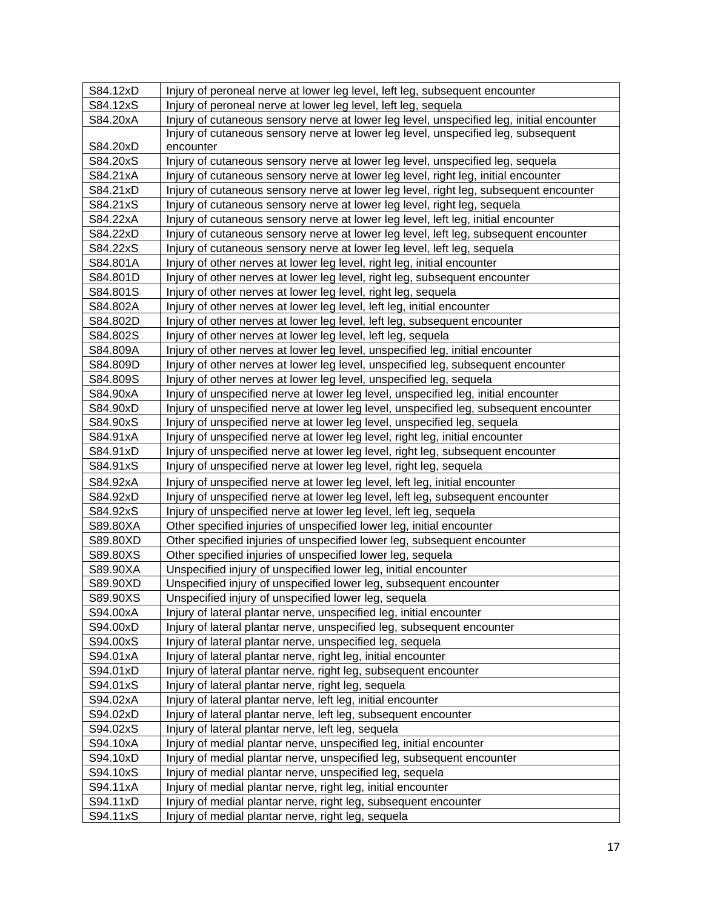| | |
|---|---|
| S84.12xD | Injury of peroneal nerve at lower leg level, left leg, subsequent encounter |
| S84.12xS | Injury of peroneal nerve at lower leg level, left leg, sequela |
| S84.20xA | Injury of cutaneous sensory nerve at lower leg level, unspecified leg, initial encounter |
| S84.20xD | Injury of cutaneous sensory nerve at lower leg level, unspecified leg, subsequent encounter |
| S84.20xS | Injury of cutaneous sensory nerve at lower leg level, unspecified leg, sequela |
| S84.21xA | Injury of cutaneous sensory nerve at lower leg level, right leg, initial encounter |
| S84.21xD | Injury of cutaneous sensory nerve at lower leg level, right leg, subsequent encounter |
| S84.21xS | Injury of cutaneous sensory nerve at lower leg level, right leg, sequela |
| S84.22xA | Injury of cutaneous sensory nerve at lower leg level, left leg, initial encounter |
| S84.22xD | Injury of cutaneous sensory nerve at lower leg level, left leg, subsequent encounter |
| S84.22xS | Injury of cutaneous sensory nerve at lower leg level, left leg, sequela |
| S84.801A | Injury of other nerves at lower leg level, right leg, initial encounter |
| S84.801D | Injury of other nerves at lower leg level, right leg, subsequent encounter |
| S84.801S | Injury of other nerves at lower leg level, right leg, sequela |
| S84.802A | Injury of other nerves at lower leg level, left leg, initial encounter |
| S84.802D | Injury of other nerves at lower leg level, left leg, subsequent encounter |
| S84.802S | Injury of other nerves at lower leg level, left leg, sequela |
| S84.809A | Injury of other nerves at lower leg level, unspecified leg, initial encounter |
| S84.809D | Injury of other nerves at lower leg level, unspecified leg, subsequent encounter |
| S84.809S | Injury of other nerves at lower leg level, unspecified leg, sequela |
| S84.90xA | Injury of unspecified nerve at lower leg level, unspecified leg, initial encounter |
| S84.90xD | Injury of unspecified nerve at lower leg level, unspecified leg, subsequent encounter |
| S84.90xS | Injury of unspecified nerve at lower leg level, unspecified leg, sequela |
| S84.91xA | Injury of unspecified nerve at lower leg level, right leg, initial encounter |
| S84.91xD | Injury of unspecified nerve at lower leg level, right leg, subsequent encounter |
| S84.91xS | Injury of unspecified nerve at lower leg level, right leg, sequela |
| S84.92xA | Injury of unspecified nerve at lower leg level, left leg, initial encounter |
| S84.92xD | Injury of unspecified nerve at lower leg level, left leg, subsequent encounter |
| S84.92xS | Injury of unspecified nerve at lower leg level, left leg, sequela |
| S89.80XA | Other specified injuries of unspecified lower leg, initial encounter |
| S89.80XD | Other specified injuries of unspecified lower leg, subsequent encounter |
| S89.80XS | Other specified injuries of unspecified lower leg, sequela |
| S89.90XA | Unspecified injury of unspecified lower leg, initial encounter |
| S89.90XD | Unspecified injury of unspecified lower leg, subsequent encounter |
| S89.90XS | Unspecified injury of unspecified lower leg, sequela |
| S94.00xA | Injury of lateral plantar nerve, unspecified leg, initial encounter |
| S94.00xD | Injury of lateral plantar nerve, unspecified leg, subsequent encounter |
| S94.00xS | Injury of lateral plantar nerve, unspecified leg, sequela |
| S94.01xA | Injury of lateral plantar nerve, right leg, initial encounter |
| S94.01xD | Injury of lateral plantar nerve, right leg, subsequent encounter |
| S94.01xS | Injury of lateral plantar nerve, right leg, sequela |
| S94.02xA | Injury of lateral plantar nerve, left leg, initial encounter |
| S94.02xD | Injury of lateral plantar nerve, left leg, subsequent encounter |
| S94.02xS | Injury of lateral plantar nerve, left leg, sequela |
| S94.10xA | Injury of medial plantar nerve, unspecified leg, initial encounter |
| S94.10xD | Injury of medial plantar nerve, unspecified leg, subsequent encounter |
| S94.10xS | Injury of medial plantar nerve, unspecified leg, sequela |
| S94.11xA | Injury of medial plantar nerve, right leg, initial encounter |
| S94.11xD | Injury of medial plantar nerve, right leg, subsequent encounter |
| S94.11xS | Injury of medial plantar nerve, right leg, sequela |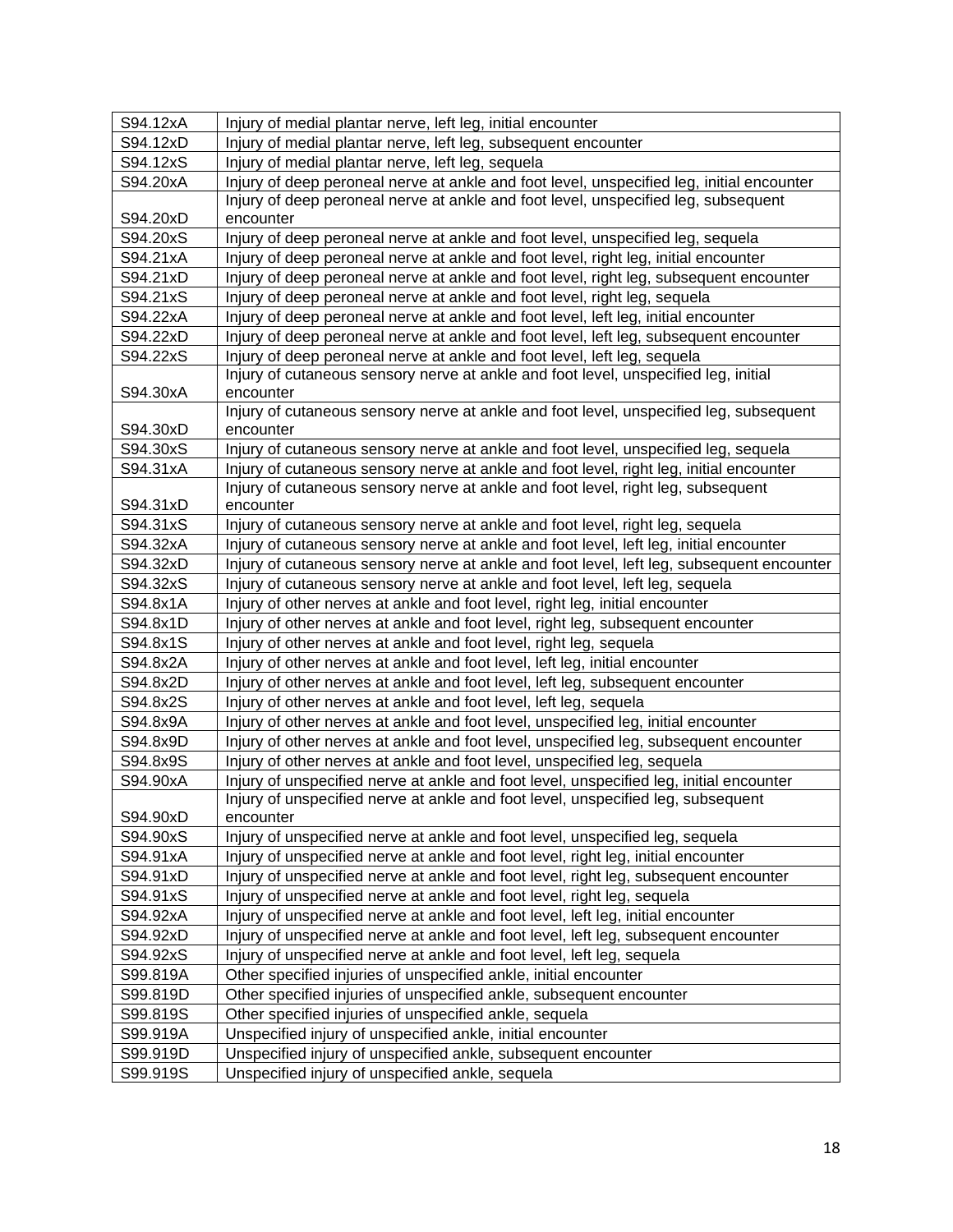| S94.12xA | Injury of medial plantar nerve, left leg, initial encounter |
|---|---|
| S94.12xD | Injury of medial plantar nerve, left leg, subsequent encounter |
| S94.12xS | Injury of medial plantar nerve, left leg, sequela |
| S94.20xA | Injury of deep peroneal nerve at ankle and foot level, unspecified leg, initial encounter |
| S94.20xD | Injury of deep peroneal nerve at ankle and foot level, unspecified leg, subsequent encounter |
| S94.20xS | Injury of deep peroneal nerve at ankle and foot level, unspecified leg, sequela |
| S94.21xA | Injury of deep peroneal nerve at ankle and foot level, right leg, initial encounter |
| S94.21xD | Injury of deep peroneal nerve at ankle and foot level, right leg, subsequent encounter |
| S94.21xS | Injury of deep peroneal nerve at ankle and foot level, right leg, sequela |
| S94.22xA | Injury of deep peroneal nerve at ankle and foot level, left leg, initial encounter |
| S94.22xD | Injury of deep peroneal nerve at ankle and foot level, left leg, subsequent encounter |
| S94.22xS | Injury of deep peroneal nerve at ankle and foot level, left leg, sequela |
| S94.30xA | Injury of cutaneous sensory nerve at ankle and foot level, unspecified leg, initial encounter |
| S94.30xD | Injury of cutaneous sensory nerve at ankle and foot level, unspecified leg, subsequent encounter |
| S94.30xS | Injury of cutaneous sensory nerve at ankle and foot level, unspecified leg, sequela |
| S94.31xA | Injury of cutaneous sensory nerve at ankle and foot level, right leg, initial encounter |
| S94.31xD | Injury of cutaneous sensory nerve at ankle and foot level, right leg, subsequent encounter |
| S94.31xS | Injury of cutaneous sensory nerve at ankle and foot level, right leg, sequela |
| S94.32xA | Injury of cutaneous sensory nerve at ankle and foot level, left leg, initial encounter |
| S94.32xD | Injury of cutaneous sensory nerve at ankle and foot level, left leg, subsequent encounter |
| S94.32xS | Injury of cutaneous sensory nerve at ankle and foot level, left leg, sequela |
| S94.8x1A | Injury of other nerves at ankle and foot level, right leg, initial encounter |
| S94.8x1D | Injury of other nerves at ankle and foot level, right leg, subsequent encounter |
| S94.8x1S | Injury of other nerves at ankle and foot level, right leg, sequela |
| S94.8x2A | Injury of other nerves at ankle and foot level, left leg, initial encounter |
| S94.8x2D | Injury of other nerves at ankle and foot level, left leg, subsequent encounter |
| S94.8x2S | Injury of other nerves at ankle and foot level, left leg, sequela |
| S94.8x9A | Injury of other nerves at ankle and foot level, unspecified leg, initial encounter |
| S94.8x9D | Injury of other nerves at ankle and foot level, unspecified leg, subsequent encounter |
| S94.8x9S | Injury of other nerves at ankle and foot level, unspecified leg, sequela |
| S94.90xA | Injury of unspecified nerve at ankle and foot level, unspecified leg, initial encounter |
| S94.90xD | Injury of unspecified nerve at ankle and foot level, unspecified leg, subsequent encounter |
| S94.90xS | Injury of unspecified nerve at ankle and foot level, unspecified leg, sequela |
| S94.91xA | Injury of unspecified nerve at ankle and foot level, right leg, initial encounter |
| S94.91xD | Injury of unspecified nerve at ankle and foot level, right leg, subsequent encounter |
| S94.91xS | Injury of unspecified nerve at ankle and foot level, right leg, sequela |
| S94.92xA | Injury of unspecified nerve at ankle and foot level, left leg, initial encounter |
| S94.92xD | Injury of unspecified nerve at ankle and foot level, left leg, subsequent encounter |
| S94.92xS | Injury of unspecified nerve at ankle and foot level, left leg, sequela |
| S99.819A | Other specified injuries of unspecified ankle, initial encounter |
| S99.819D | Other specified injuries of unspecified ankle, subsequent encounter |
| S99.819S | Other specified injuries of unspecified ankle, sequela |
| S99.919A | Unspecified injury of unspecified ankle, initial encounter |
| S99.919D | Unspecified injury of unspecified ankle, subsequent encounter |
| S99.919S | Unspecified injury of unspecified ankle, sequela |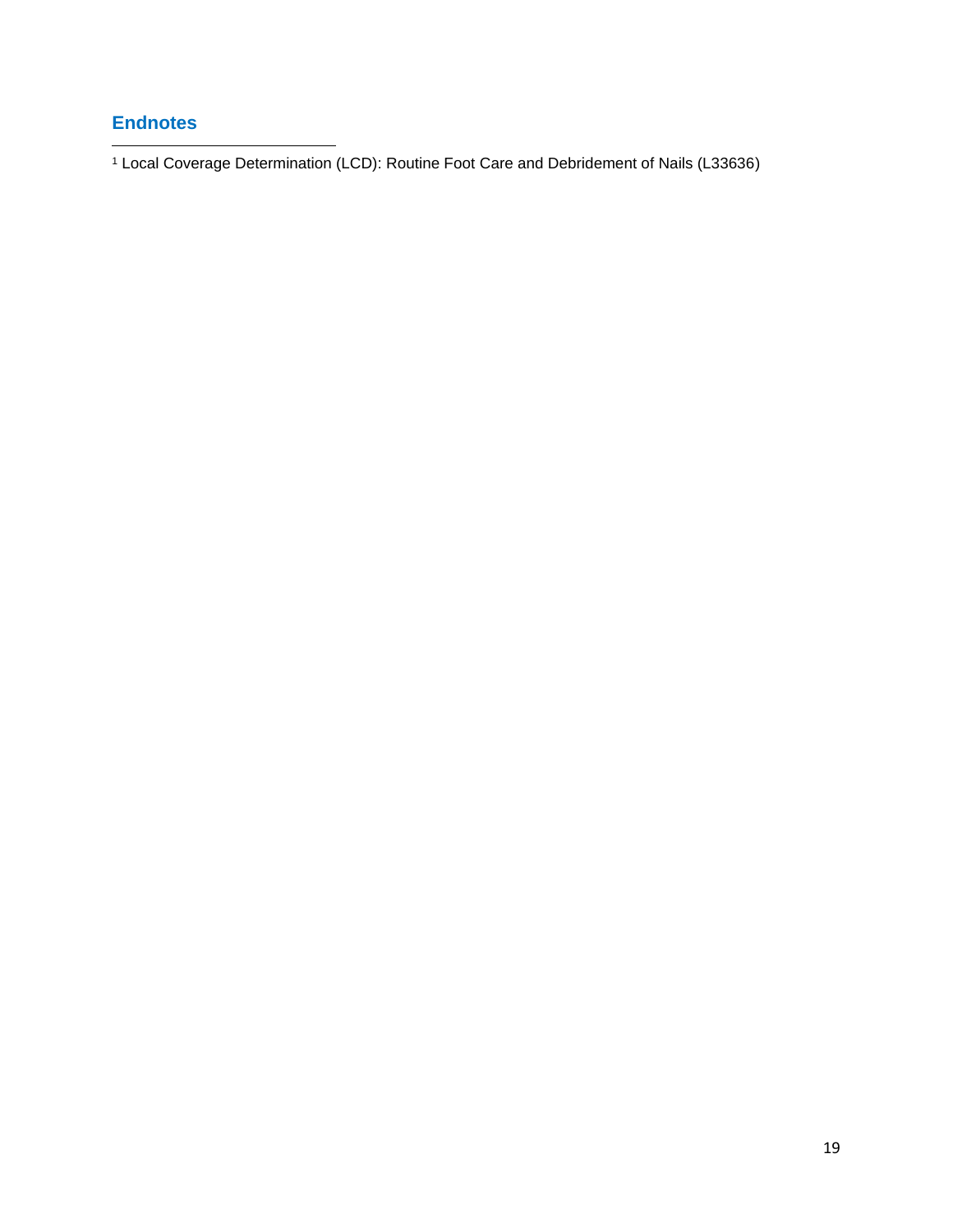## Endnotes

[1] Local Coverage Determination (LCD): Routine Foot Care and Debridement of Nails (L33636)